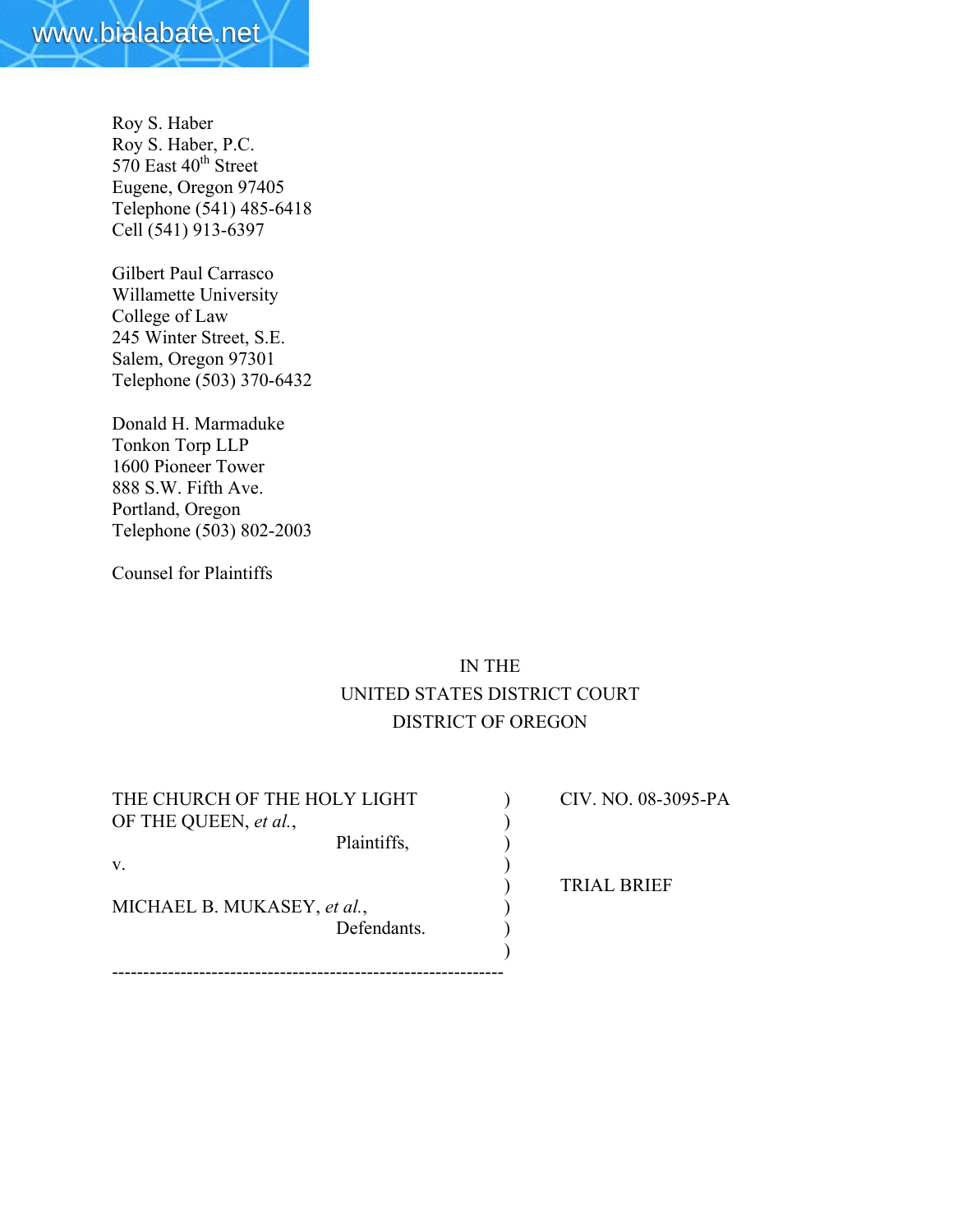Roy S. Haber
Roy S. Haber, P.C.
570 East 40th Street
Eugene, Oregon 97405
Telephone (541) 485-6418
Cell (541) 913-6397

Gilbert Paul Carrasco
Willamette University
College of Law
245 Winter Street, S.E.
Salem, Oregon 97301
Telephone (503) 370-6432

Donald H. Marmaduke
Tonkon Torp LLP
1600 Pioneer Tower
888 S.W. Fifth Ave.
Portland, Oregon
Telephone (503) 802-2003

Counsel for Plaintiffs

IN THE
UNITED STATES DISTRICT COURT
DISTRICT OF OREGON

| | |
|---|---|
| THE CHURCH OF THE HOLY LIGHT OF THE QUEEN, *et al.*, Plaintiffs, | CIV. NO. 08-3095-PA |
| v. | |
| MICHAEL B. MUKASEY, *et al.*, Defendants. | TRIAL BRIEF |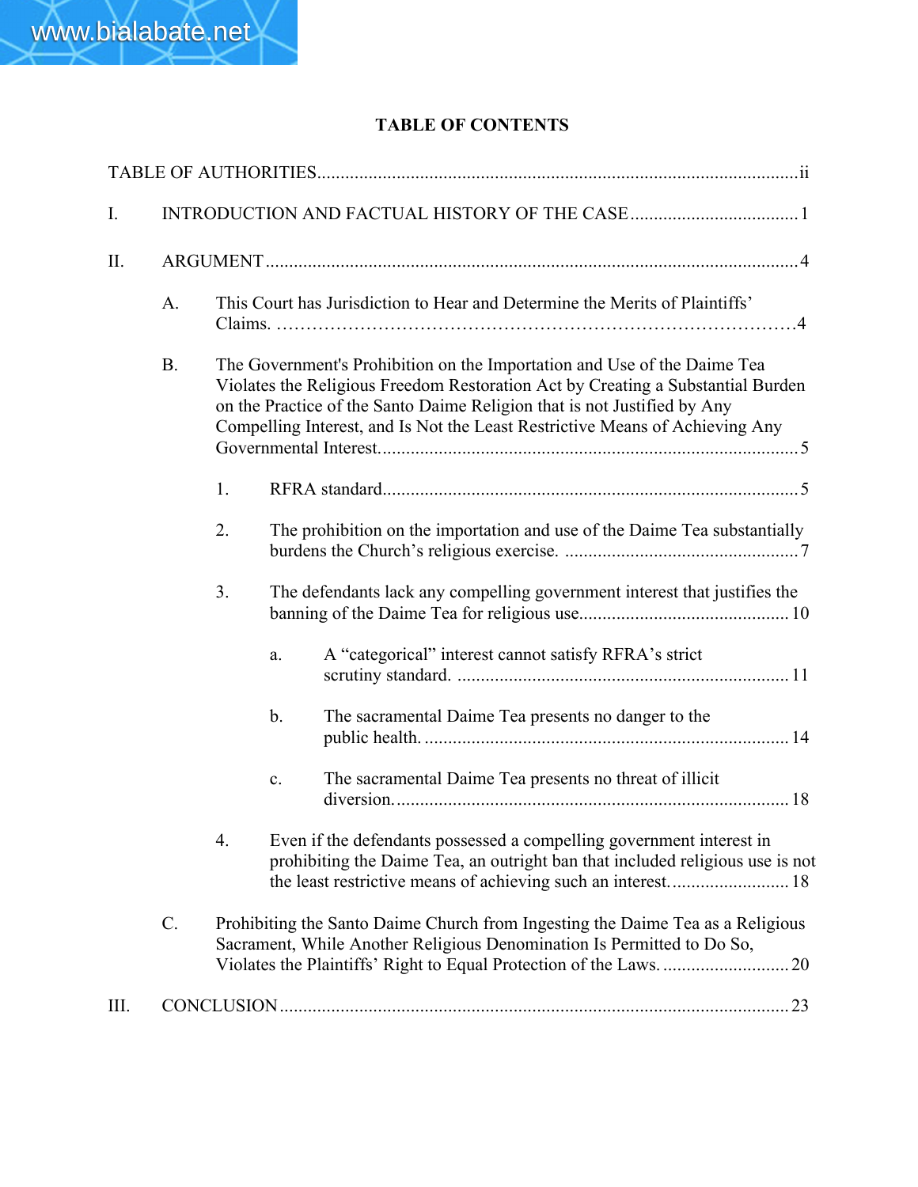# TABLE OF CONTENTS

TABLE OF AUTHORITIES....................................................................................................ii

I. INTRODUCTION AND FACTUAL HISTORY OF THE CASE.................................... 1

II. ARGUMENT.................................................................................................................. 4

- A. This Court has Jurisdiction to Hear and Determine the Merits of Plaintiffs' Claims. ……………………………………………………………………………4

- B. The Government's Prohibition on the Importation and Use of the Daime Tea Violates the Religious Freedom Restoration Act by Creating a Substantial Burden on the Practice of the Santo Daime Religion that is not Justified by Any Compelling Interest, and Is Not the Least Restrictive Means of Achieving Any Governmental Interest......................................................................................... 5

  - 1. RFRA standard......................................................................................... 5

  - 2. The prohibition on the importation and use of the Daime Tea substantially burdens the Church's religious exercise. .................................................. 7

  - 3. The defendants lack any compelling government interest that justifies the banning of the Daime Tea for religious use............................................. 10

    - a. A "categorical" interest cannot satisfy RFRA's strict scrutiny standard. ...................................................................... 11

    - b. The sacramental Daime Tea presents no danger to the public health. .............................................................................. 14

    - c. The sacramental Daime Tea presents no threat of illicit diversion.................................................................................... 18

  - 4. Even if the defendants possessed a compelling government interest in prohibiting the Daime Tea, an outright ban that included religious use is not the least restrictive means of achieving such an interest.......................... 18

- C. Prohibiting the Santo Daime Church from Ingesting the Daime Tea as a Religious Sacrament, While Another Religious Denomination Is Permitted to Do So, Violates the Plaintiffs' Right to Equal Protection of the Laws. ........................... 20

III. CONCLUSION............................................................................................................. 23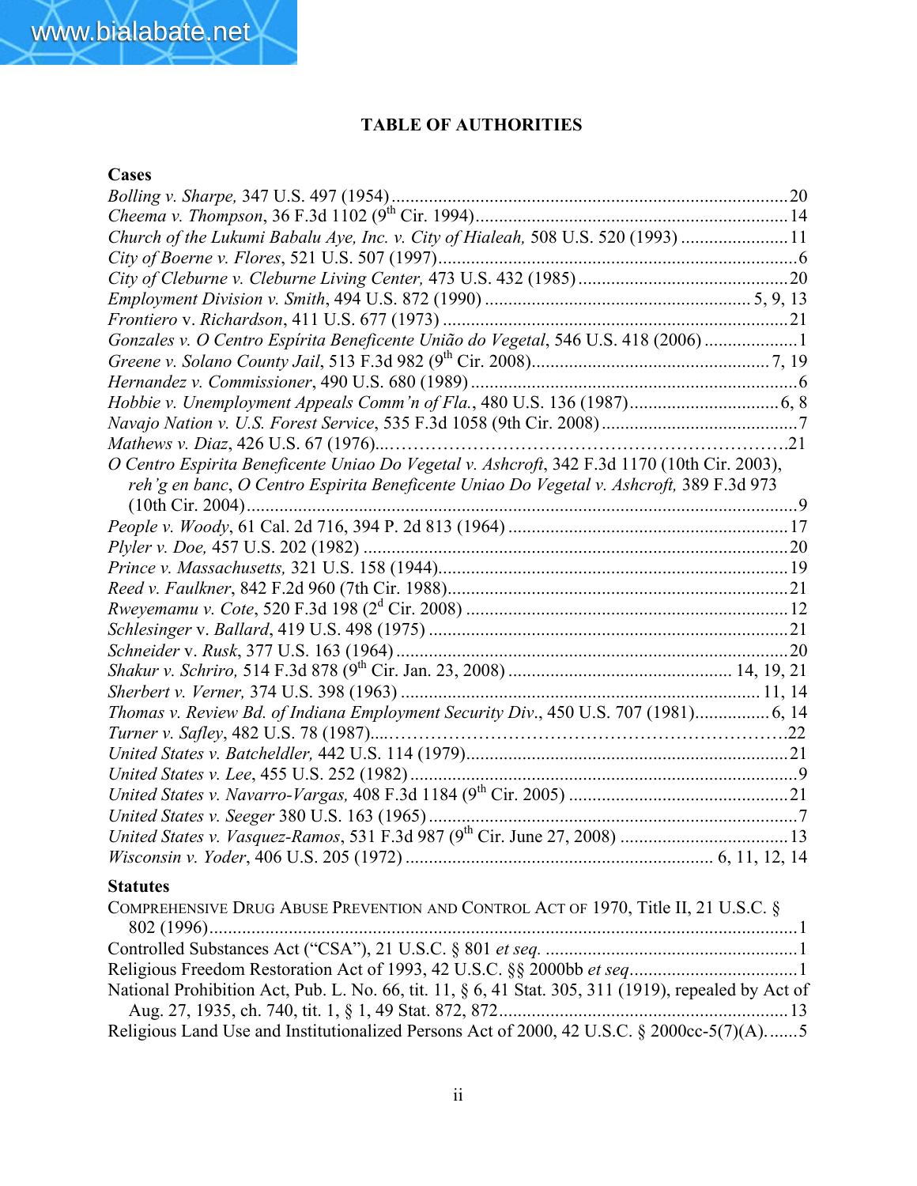**TABLE OF AUTHORITIES**

**Cases**

*Bolling v. Sharpe,* 347 U.S. 497 (1954)....................................................................................20
*Cheema v. Thompson*, 36 F.3d 1102 (9th Cir. 1994)..................................................................14
*Church of the Lukumi Babalu Aye, Inc. v. City of Hialeah,* 508 U.S. 520 (1993) .......................11
*City of Boerne v. Flores*, 521 U.S. 507 (1997).............................................................................6
*City of Cleburne v. Cleburne Living Center,* 473 U.S. 432 (1985).............................................20
*Employment Division v. Smith*, 494 U.S. 872 (1990) ....................................................... 5, 9, 13
*Frontiero* v. *Richardson*, 411 U.S. 677 (1973) ..........................................................................21
*Gonzales v. O Centro Espírita Beneficente União do Vegetal*, 546 U.S. 418 (2006) ....................1
*Greene v. Solano County Jail*, 513 F.3d 982 (9th Cir. 2008).................................................. 7, 19
*Hernandez v. Commissioner*, 490 U.S. 680 (1989) ......................................................................6
*Hobbie v. Unemployment Appeals Comm'n of Fla.*, 480 U.S. 136 (1987)................................6, 8
*Navajo Nation v. U.S. Forest Service*, 535 F.3d 1058 (9th Cir. 2008)..........................................7
*Mathews v. Diaz*, 426 U.S. 67 (1976)..……………………………………………………….21
*O Centro Espirita Beneficente Uniao Do Vegetal v. Ashcroft*, 342 F.3d 1170 (10th Cir. 2003), *reh'g en banc*, *O Centro Espirita Beneficente Uniao Do Vegetal v. Ashcroft,* 389 F.3d 973 (10th Cir. 2004).......................................................................................................................9
*People v. Woody*, 61 Cal. 2d 716, 394 P. 2d 813 (1964) ............................................................17
*Plyler v. Doe,* 457 U.S. 202 (1982) ...........................................................................................20
*Prince v. Massachusetts,* 321 U.S. 158 (1944)...........................................................................19
*Reed v. Faulkner*, 842 F.2d 960 (7th Cir. 1988).........................................................................21
*Rweyemamu v. Cote*, 520 F.3d 198 (2d Cir. 2008) .....................................................................12
*Schlesinger* v. *Ballard*, 419 U.S. 498 (1975) .............................................................................21
*Schneider* v. *Rusk*, 377 U.S. 163 (1964) ....................................................................................20
*Shakur v. Schriro,* 514 F.3d 878 (9th Cir. Jan. 23, 2008) ............................................... 14, 19, 21
*Sherbert v. Verner,* 374 U.S. 398 (1963) ............................................................................. 11, 14
*Thomas v. Review Bd. of Indiana Employment Security Div.*, 450 U.S. 707 (1981)................ 6, 14
*Turner v. Safley*, 482 U.S. 78 (1987)....…………………………………………………….22
*United States v. Batchelder,* 442 U.S. 114 (1979)......................................................................21
*United States v. Lee*, 455 U.S. 252 (1982)...................................................................................9
*United States v. Navarro-Vargas,* 408 F.3d 1184 (9th Cir. 2005) ...............................................21
*United States v. Seeger* 380 U.S. 163 (1965) ...............................................................................7
*United States v. Vasquez-Ramos*, 531 F.3d 987 (9th Cir. June 27, 2008) ....................................13
*Wisconsin v. Yoder*, 406 U.S. 205 (1972) ................................................................. 6, 11, 12, 14

**Statutes**

COMPREHENSIVE DRUG ABUSE PREVENTION AND CONTROL ACT OF 1970, Title II, 21 U.S.C. § 802 (1996).............................................................................................................................1
Controlled Substances Act ("CSA"), 21 U.S.C. § 801 *et seq.* ......................................................1
Religious Freedom Restoration Act of 1993, 42 U.S.C. §§ 2000bb *et seq*....................................1
National Prohibition Act, Pub. L. No. 66, tit. 11, § 6, 41 Stat. 305, 311 (1919), repealed by Act of Aug. 27, 1935, ch. 740, tit. 1, § 1, 49 Stat. 872, 872.............................................................13
Religious Land Use and Institutionalized Persons Act of 2000, 42 U.S.C. § 2000cc-5(7)(A).......5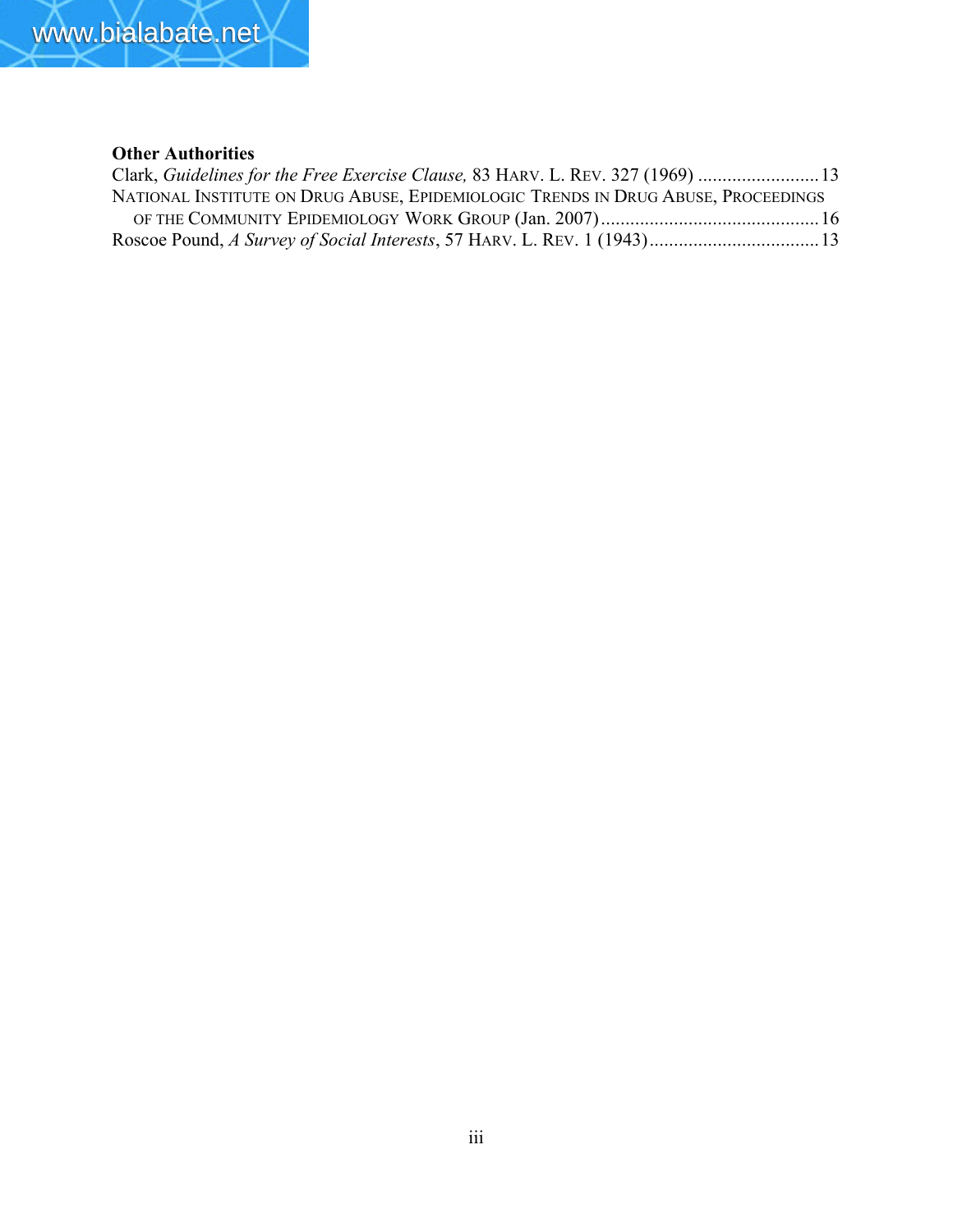**Other Authorities**

Clark, *Guidelines for the Free Exercise Clause,* 83 HARV. L. REV. 327 (1969) ......................... 13

NATIONAL INSTITUTE ON DRUG ABUSE, EPIDEMIOLOGIC TRENDS IN DRUG ABUSE, PROCEEDINGS OF THE COMMUNITY EPIDEMIOLOGY WORK GROUP (Jan. 2007) ............................................. 16

Roscoe Pound, *A Survey of Social Interests*, 57 HARV. L. REV. 1 (1943) ................................... 13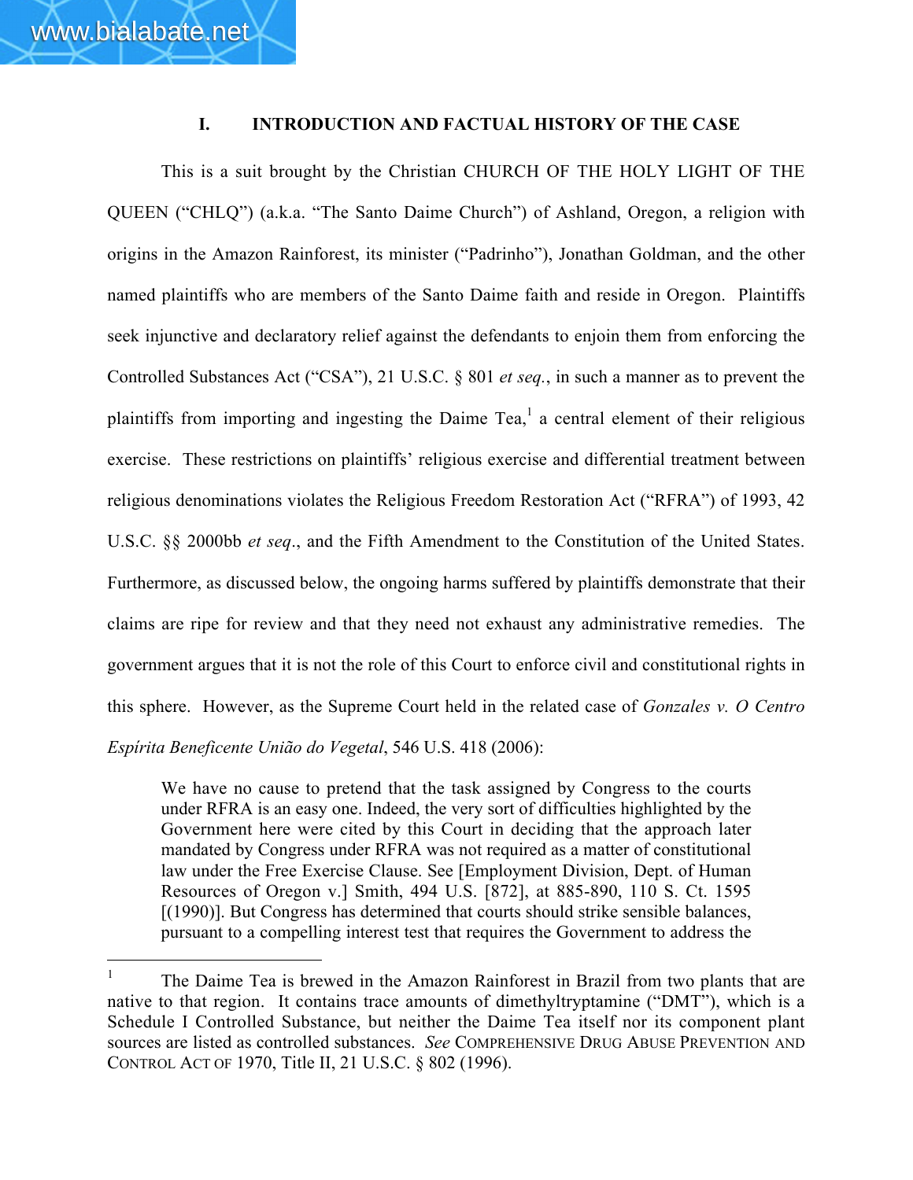## I. INTRODUCTION AND FACTUAL HISTORY OF THE CASE

This is a suit brought by the Christian CHURCH OF THE HOLY LIGHT OF THE QUEEN ("CHLQ") (a.k.a. "The Santo Daime Church") of Ashland, Oregon, a religion with origins in the Amazon Rainforest, its minister ("Padrinho"), Jonathan Goldman, and the other named plaintiffs who are members of the Santo Daime faith and reside in Oregon. Plaintiffs seek injunctive and declaratory relief against the defendants to enjoin them from enforcing the Controlled Substances Act ("CSA"), 21 U.S.C. § 801 *et seq.*, in such a manner as to prevent the plaintiffs from importing and ingesting the Daime Tea,[1] a central element of their religious exercise. These restrictions on plaintiffs' religious exercise and differential treatment between religious denominations violates the Religious Freedom Restoration Act ("RFRA") of 1993, 42 U.S.C. §§ 2000bb *et seq*., and the Fifth Amendment to the Constitution of the United States. Furthermore, as discussed below, the ongoing harms suffered by plaintiffs demonstrate that their claims are ripe for review and that they need not exhaust any administrative remedies. The government argues that it is not the role of this Court to enforce civil and constitutional rights in this sphere. However, as the Supreme Court held in the related case of *Gonzales v. O Centro Espírita Beneficente União do Vegetal*, 546 U.S. 418 (2006):

> We have no cause to pretend that the task assigned by Congress to the courts under RFRA is an easy one. Indeed, the very sort of difficulties highlighted by the Government here were cited by this Court in deciding that the approach later mandated by Congress under RFRA was not required as a matter of constitutional law under the Free Exercise Clause. See [Employment Division, Dept. of Human Resources of Oregon v.] Smith, 494 U.S. [872], at 885-890, 110 S. Ct. 1595 [(1990)]. But Congress has determined that courts should strike sensible balances, pursuant to a compelling interest test that requires the Government to address the

---

[1] The Daime Tea is brewed in the Amazon Rainforest in Brazil from two plants that are native to that region. It contains trace amounts of dimethyltryptamine ("DMT"), which is a Schedule I Controlled Substance, but neither the Daime Tea itself nor its component plant sources are listed as controlled substances. *See* COMPREHENSIVE DRUG ABUSE PREVENTION AND CONTROL ACT OF 1970, Title II, 21 U.S.C. § 802 (1996).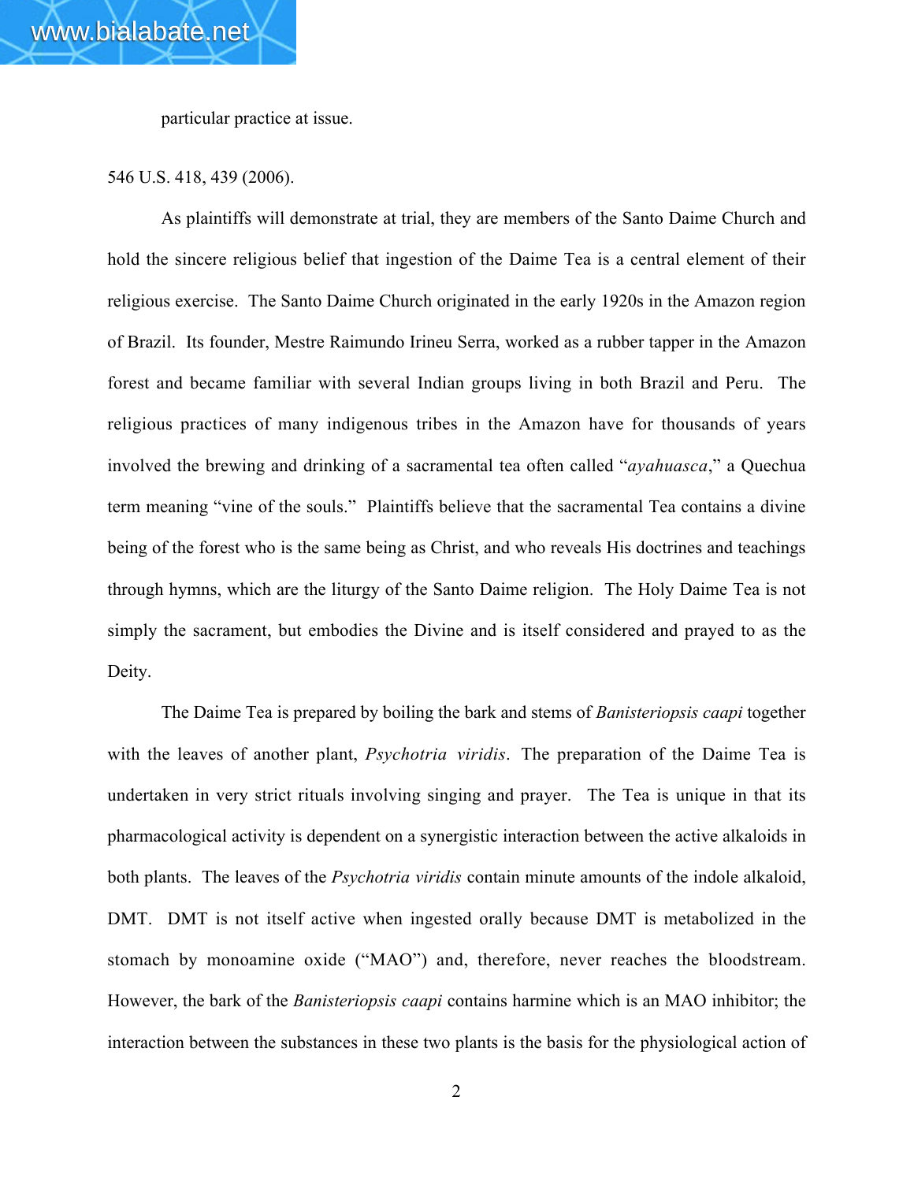particular practice at issue.

546 U.S. 418, 439 (2006).

As plaintiffs will demonstrate at trial, they are members of the Santo Daime Church and hold the sincere religious belief that ingestion of the Daime Tea is a central element of their religious exercise. The Santo Daime Church originated in the early 1920s in the Amazon region of Brazil. Its founder, Mestre Raimundo Irineu Serra, worked as a rubber tapper in the Amazon forest and became familiar with several Indian groups living in both Brazil and Peru. The religious practices of many indigenous tribes in the Amazon have for thousands of years involved the brewing and drinking of a sacramental tea often called "*ayahuasca*," a Quechua term meaning "vine of the souls." Plaintiffs believe that the sacramental Tea contains a divine being of the forest who is the same being as Christ, and who reveals His doctrines and teachings through hymns, which are the liturgy of the Santo Daime religion. The Holy Daime Tea is not simply the sacrament, but embodies the Divine and is itself considered and prayed to as the Deity.

The Daime Tea is prepared by boiling the bark and stems of *Banisteriopsis caapi* together with the leaves of another plant, *Psychotria viridis*. The preparation of the Daime Tea is undertaken in very strict rituals involving singing and prayer. The Tea is unique in that its pharmacological activity is dependent on a synergistic interaction between the active alkaloids in both plants. The leaves of the *Psychotria viridis* contain minute amounts of the indole alkaloid, DMT. DMT is not itself active when ingested orally because DMT is metabolized in the stomach by monoamine oxide ("MAO") and, therefore, never reaches the bloodstream. However, the bark of the *Banisteriopsis caapi* contains harmine which is an MAO inhibitor; the interaction between the substances in these two plants is the basis for the physiological action of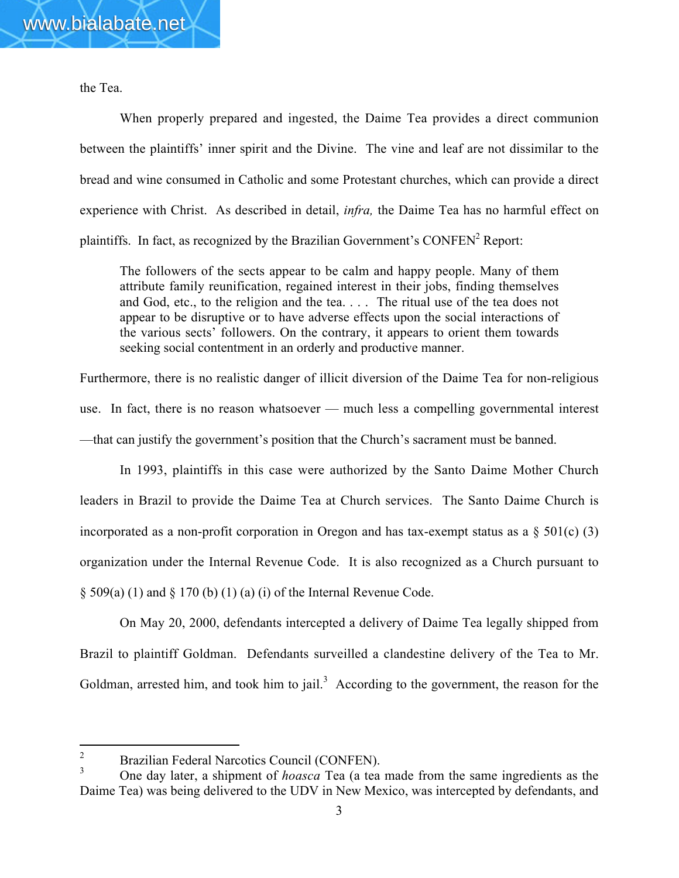the Tea.

When properly prepared and ingested, the Daime Tea provides a direct communion between the plaintiffs' inner spirit and the Divine. The vine and leaf are not dissimilar to the bread and wine consumed in Catholic and some Protestant churches, which can provide a direct experience with Christ. As described in detail, *infra,* the Daime Tea has no harmful effect on plaintiffs. In fact, as recognized by the Brazilian Government's CONFEN[2] Report:

> The followers of the sects appear to be calm and happy people. Many of them attribute family reunification, regained interest in their jobs, finding themselves and God, etc., to the religion and the tea. . . . The ritual use of the tea does not appear to be disruptive or to have adverse effects upon the social interactions of the various sects' followers. On the contrary, it appears to orient them towards seeking social contentment in an orderly and productive manner.

Furthermore, there is no realistic danger of illicit diversion of the Daime Tea for non-religious use. In fact, there is no reason whatsoever — much less a compelling governmental interest —that can justify the government's position that the Church's sacrament must be banned.

In 1993, plaintiffs in this case were authorized by the Santo Daime Mother Church leaders in Brazil to provide the Daime Tea at Church services. The Santo Daime Church is incorporated as a non-profit corporation in Oregon and has tax-exempt status as a § 501(c) (3) organization under the Internal Revenue Code. It is also recognized as a Church pursuant to § 509(a) (1) and § 170 (b) (1) (a) (i) of the Internal Revenue Code.

On May 20, 2000, defendants intercepted a delivery of Daime Tea legally shipped from Brazil to plaintiff Goldman. Defendants surveilled a clandestine delivery of the Tea to Mr. Goldman, arrested him, and took him to jail.[3] According to the government, the reason for the

---

[2] Brazilian Federal Narcotics Council (CONFEN).

[3] One day later, a shipment of *hoasca* Tea (a tea made from the same ingredients as the Daime Tea) was being delivered to the UDV in New Mexico, was intercepted by defendants, and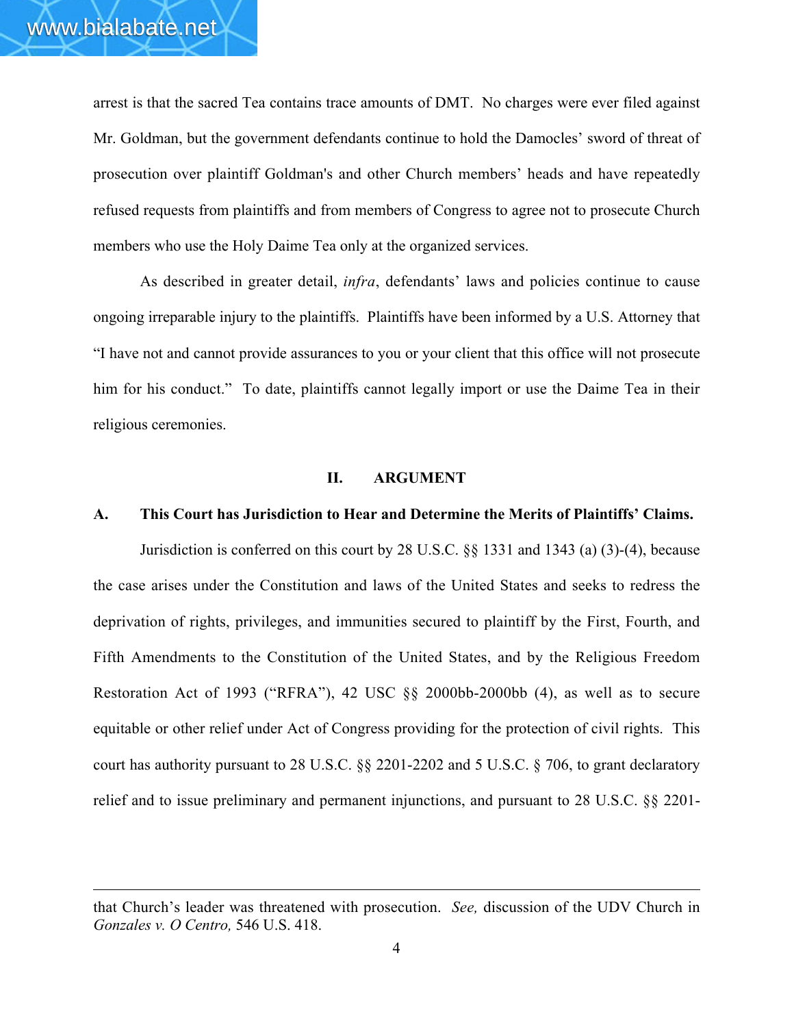arrest is that the sacred Tea contains trace amounts of DMT. No charges were ever filed against Mr. Goldman, but the government defendants continue to hold the Damocles' sword of threat of prosecution over plaintiff Goldman's and other Church members' heads and have repeatedly refused requests from plaintiffs and from members of Congress to agree not to prosecute Church members who use the Holy Daime Tea only at the organized services.

As described in greater detail, *infra*, defendants' laws and policies continue to cause ongoing irreparable injury to the plaintiffs. Plaintiffs have been informed by a U.S. Attorney that "I have not and cannot provide assurances to you or your client that this office will not prosecute him for his conduct." To date, plaintiffs cannot legally import or use the Daime Tea in their religious ceremonies.

## II. ARGUMENT

### A. This Court has Jurisdiction to Hear and Determine the Merits of Plaintiffs' Claims.

Jurisdiction is conferred on this court by 28 U.S.C. §§ 1331 and 1343 (a) (3)-(4), because the case arises under the Constitution and laws of the United States and seeks to redress the deprivation of rights, privileges, and immunities secured to plaintiff by the First, Fourth, and Fifth Amendments to the Constitution of the United States, and by the Religious Freedom Restoration Act of 1993 ("RFRA"), 42 USC §§ 2000bb-2000bb (4), as well as to secure equitable or other relief under Act of Congress providing for the protection of civil rights. This court has authority pursuant to 28 U.S.C. §§ 2201-2202 and 5 U.S.C. § 706, to grant declaratory relief and to issue preliminary and permanent injunctions, and pursuant to 28 U.S.C. §§ 2201-

---

that Church's leader was threatened with prosecution. *See,* discussion of the UDV Church in *Gonzales v. O Centro,* 546 U.S. 418.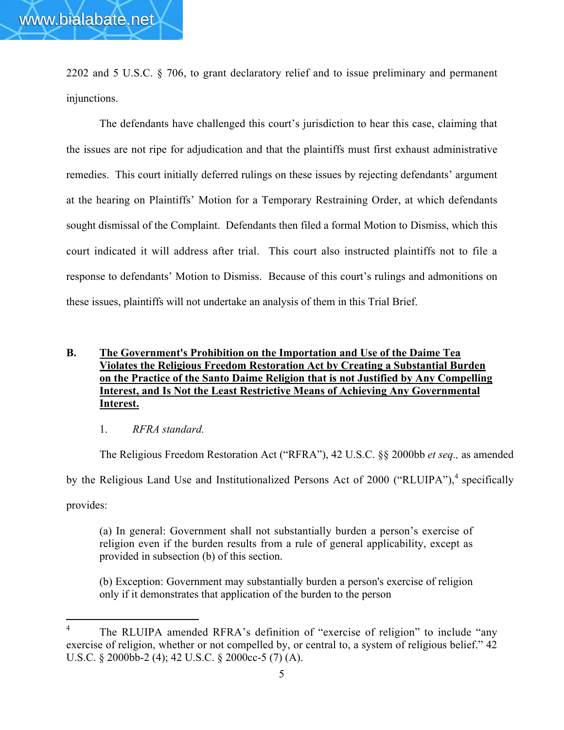2202 and 5 U.S.C. § 706, to grant declaratory relief and to issue preliminary and permanent injunctions.

The defendants have challenged this court's jurisdiction to hear this case, claiming that the issues are not ripe for adjudication and that the plaintiffs must first exhaust administrative remedies. This court initially deferred rulings on these issues by rejecting defendants' argument at the hearing on Plaintiffs' Motion for a Temporary Restraining Order, at which defendants sought dismissal of the Complaint. Defendants then filed a formal Motion to Dismiss, which this court indicated it will address after trial. This court also instructed plaintiffs not to file a response to defendants' Motion to Dismiss. Because of this court's rulings and admonitions on these issues, plaintiffs will not undertake an analysis of them in this Trial Brief.

**B. The Government's Prohibition on the Importation and Use of the Daime Tea Violates the Religious Freedom Restoration Act by Creating a Substantial Burden on the Practice of the Santo Daime Religion that is not Justified by Any Compelling Interest, and Is Not the Least Restrictive Means of Achieving Any Governmental Interest.**

1. *RFRA standard.*

The Religious Freedom Restoration Act ("RFRA"), 42 U.S.C. §§ 2000bb *et seq.,* as amended by the Religious Land Use and Institutionalized Persons Act of 2000 ("RLUIPA"),[4] specifically provides:

> (a) In general: Government shall not substantially burden a person's exercise of religion even if the burden results from a rule of general applicability, except as provided in subsection (b) of this section.
>
> (b) Exception: Government may substantially burden a person's exercise of religion only if it demonstrates that application of the burden to the person

---

[4] The RLUIPA amended RFRA's definition of "exercise of religion" to include "any exercise of religion, whether or not compelled by, or central to, a system of religious belief." 42 U.S.C. § 2000bb-2 (4); 42 U.S.C. § 2000cc-5 (7) (A).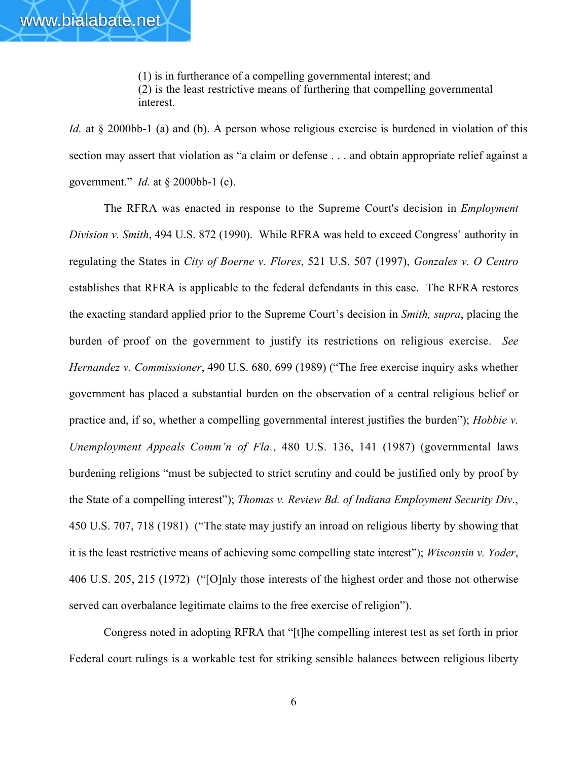> (1) is in furtherance of a compelling governmental interest; and
> (2) is the least restrictive means of furthering that compelling governmental interest.

*Id.* at § 2000bb-1 (a) and (b). A person whose religious exercise is burdened in violation of this section may assert that violation as "a claim or defense . . . and obtain appropriate relief against a government." *Id.* at § 2000bb-1 (c).

The RFRA was enacted in response to the Supreme Court's decision in *Employment Division v. Smith*, 494 U.S. 872 (1990). While RFRA was held to exceed Congress' authority in regulating the States in *City of Boerne v. Flores*, 521 U.S. 507 (1997), *Gonzales v. O Centro* establishes that RFRA is applicable to the federal defendants in this case. The RFRA restores the exacting standard applied prior to the Supreme Court's decision in *Smith, supra*, placing the burden of proof on the government to justify its restrictions on religious exercise. *See Hernandez v. Commissioner*, 490 U.S. 680, 699 (1989) ("The free exercise inquiry asks whether government has placed a substantial burden on the observation of a central religious belief or practice and, if so, whether a compelling governmental interest justifies the burden"); *Hobbie v. Unemployment Appeals Comm'n of Fla.*, 480 U.S. 136, 141 (1987) (governmental laws burdening religions "must be subjected to strict scrutiny and could be justified only by proof by the State of a compelling interest"); *Thomas v. Review Bd. of Indiana Employment Security Div.*, 450 U.S. 707, 718 (1981) ("The state may justify an inroad on religious liberty by showing that it is the least restrictive means of achieving some compelling state interest"); *Wisconsin v. Yoder*, 406 U.S. 205, 215 (1972) ("[O]nly those interests of the highest order and those not otherwise served can overbalance legitimate claims to the free exercise of religion").

Congress noted in adopting RFRA that "[t]he compelling interest test as set forth in prior Federal court rulings is a workable test for striking sensible balances between religious liberty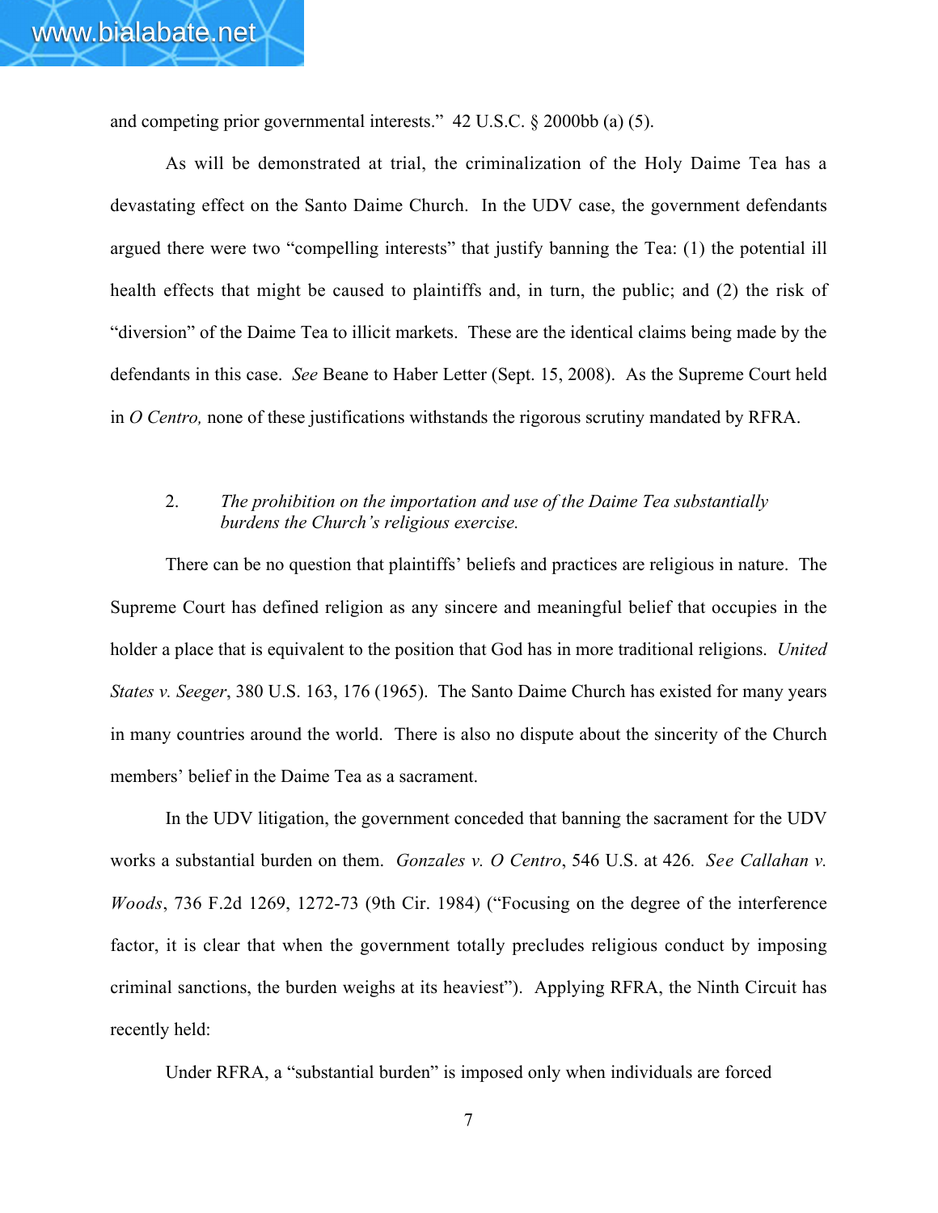and competing prior governmental interests." 42 U.S.C. § 2000bb (a) (5).

As will be demonstrated at trial, the criminalization of the Holy Daime Tea has a devastating effect on the Santo Daime Church. In the UDV case, the government defendants argued there were two "compelling interests" that justify banning the Tea: (1) the potential ill health effects that might be caused to plaintiffs and, in turn, the public; and (2) the risk of "diversion" of the Daime Tea to illicit markets. These are the identical claims being made by the defendants in this case. *See* Beane to Haber Letter (Sept. 15, 2008). As the Supreme Court held in *O Centro,* none of these justifications withstands the rigorous scrutiny mandated by RFRA.

2. *The prohibition on the importation and use of the Daime Tea substantially burdens the Church's religious exercise.*

There can be no question that plaintiffs' beliefs and practices are religious in nature. The Supreme Court has defined religion as any sincere and meaningful belief that occupies in the holder a place that is equivalent to the position that God has in more traditional religions. *United States v. Seeger*, 380 U.S. 163, 176 (1965). The Santo Daime Church has existed for many years in many countries around the world. There is also no dispute about the sincerity of the Church members' belief in the Daime Tea as a sacrament.

In the UDV litigation, the government conceded that banning the sacrament for the UDV works a substantial burden on them. *Gonzales v. O Centro*, 546 U.S. at 426. *See Callahan v. Woods*, 736 F.2d 1269, 1272-73 (9th Cir. 1984) ("Focusing on the degree of the interference factor, it is clear that when the government totally precludes religious conduct by imposing criminal sanctions, the burden weighs at its heaviest"). Applying RFRA, the Ninth Circuit has recently held:

Under RFRA, a "substantial burden" is imposed only when individuals are forced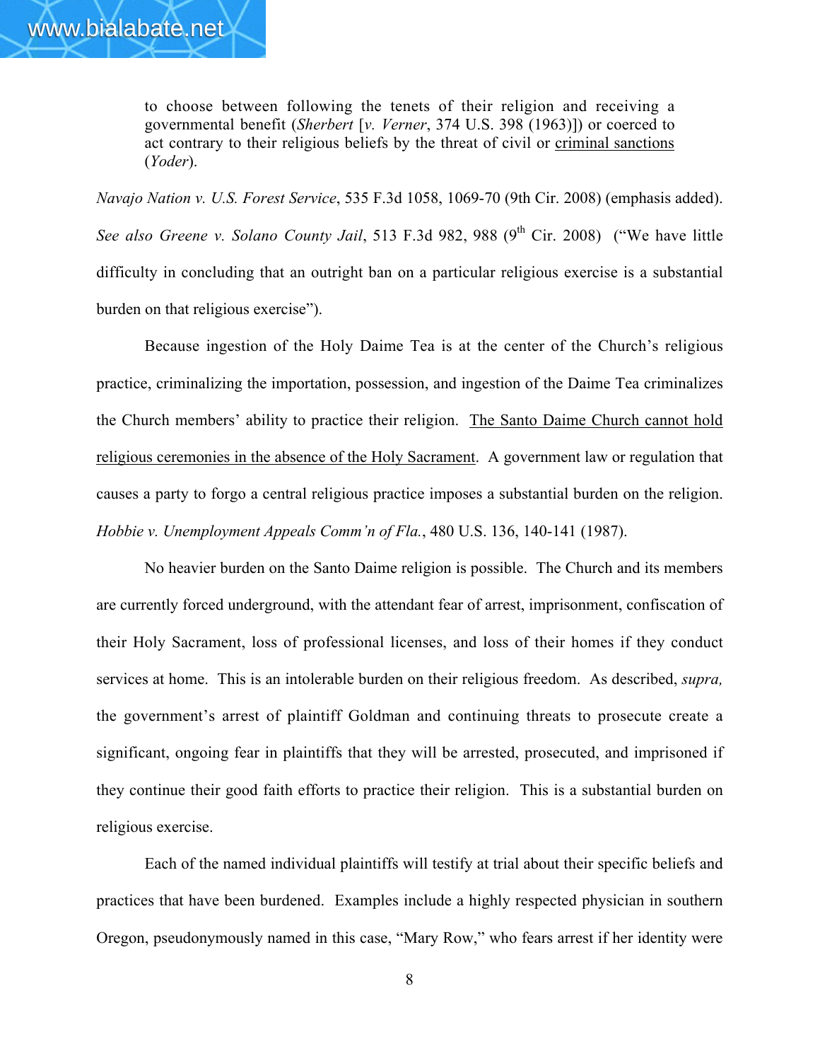to choose between following the tenets of their religion and receiving a governmental benefit (*Sherbert* [*v. Verner*, 374 U.S. 398 (1963)]) or coerced to act contrary to their religious beliefs by the threat of civil or <u>criminal sanctions</u> (*Yoder*).

*Navajo Nation v. U.S. Forest Service*, 535 F.3d 1058, 1069-70 (9th Cir. 2008) (emphasis added). *See also Greene v. Solano County Jail*, 513 F.3d 982, 988 (9th Cir. 2008) ("We have little difficulty in concluding that an outright ban on a particular religious exercise is a substantial burden on that religious exercise").

Because ingestion of the Holy Daime Tea is at the center of the Church's religious practice, criminalizing the importation, possession, and ingestion of the Daime Tea criminalizes the Church members' ability to practice their religion. <u>The Santo Daime Church cannot hold religious ceremonies in the absence of the Holy Sacrament</u>. A government law or regulation that causes a party to forgo a central religious practice imposes a substantial burden on the religion. *Hobbie v. Unemployment Appeals Comm'n of Fla.*, 480 U.S. 136, 140-141 (1987).

No heavier burden on the Santo Daime religion is possible. The Church and its members are currently forced underground, with the attendant fear of arrest, imprisonment, confiscation of their Holy Sacrament, loss of professional licenses, and loss of their homes if they conduct services at home. This is an intolerable burden on their religious freedom. As described, *supra,* the government's arrest of plaintiff Goldman and continuing threats to prosecute create a significant, ongoing fear in plaintiffs that they will be arrested, prosecuted, and imprisoned if they continue their good faith efforts to practice their religion. This is a substantial burden on religious exercise.

Each of the named individual plaintiffs will testify at trial about their specific beliefs and practices that have been burdened. Examples include a highly respected physician in southern Oregon, pseudonymously named in this case, "Mary Row," who fears arrest if her identity were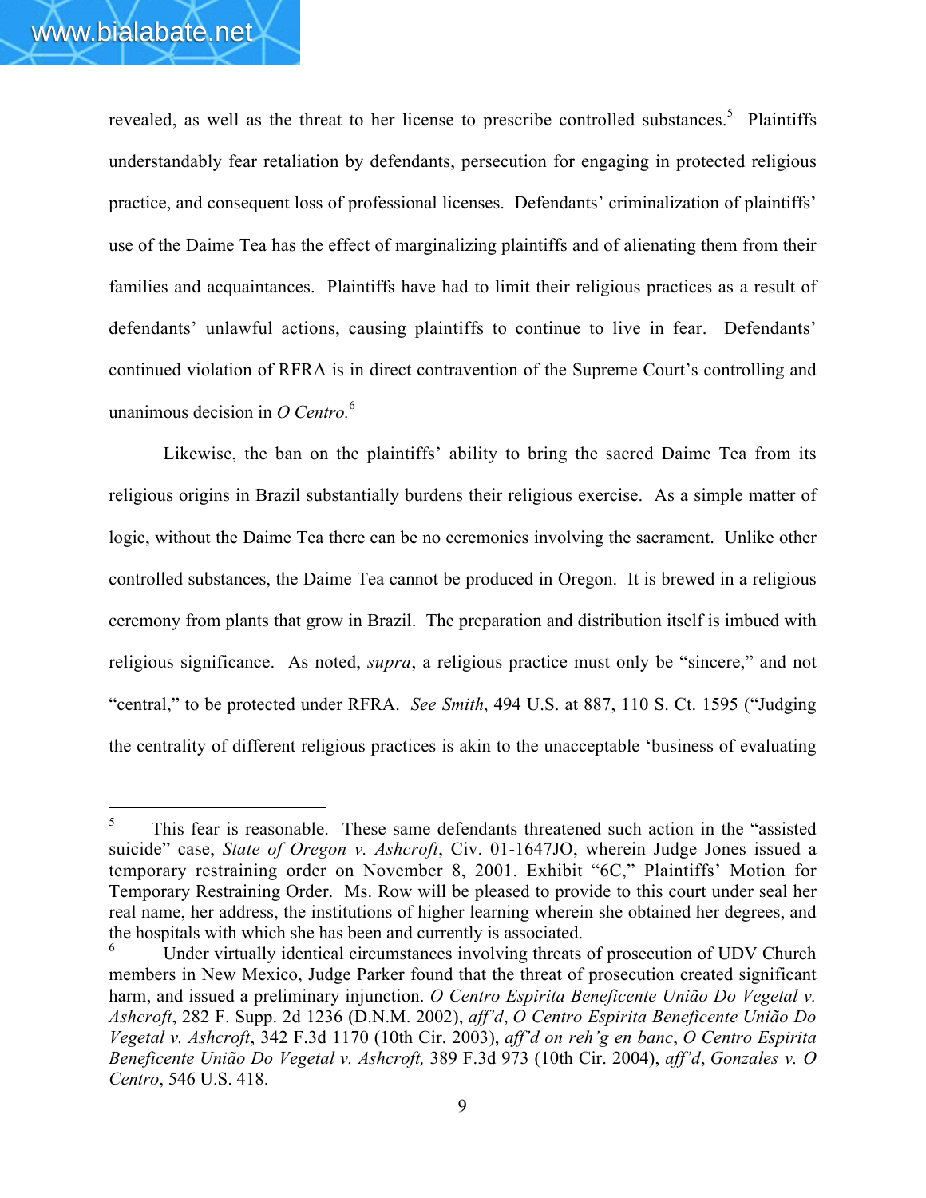revealed, as well as the threat to her license to prescribe controlled substances.[5] Plaintiffs understandably fear retaliation by defendants, persecution for engaging in protected religious practice, and consequent loss of professional licenses. Defendants' criminalization of plaintiffs' use of the Daime Tea has the effect of marginalizing plaintiffs and of alienating them from their families and acquaintances. Plaintiffs have had to limit their religious practices as a result of defendants' unlawful actions, causing plaintiffs to continue to live in fear. Defendants' continued violation of RFRA is in direct contravention of the Supreme Court's controlling and unanimous decision in *O Centro.*[6]

Likewise, the ban on the plaintiffs' ability to bring the sacred Daime Tea from its religious origins in Brazil substantially burdens their religious exercise. As a simple matter of logic, without the Daime Tea there can be no ceremonies involving the sacrament. Unlike other controlled substances, the Daime Tea cannot be produced in Oregon. It is brewed in a religious ceremony from plants that grow in Brazil. The preparation and distribution itself is imbued with religious significance. As noted, *supra*, a religious practice must only be "sincere," and not "central," to be protected under RFRA. *See Smith*, 494 U.S. at 887, 110 S. Ct. 1595 ("Judging the centrality of different religious practices is akin to the unacceptable 'business of evaluating

---

[5] This fear is reasonable. These same defendants threatened such action in the "assisted suicide" case, *State of Oregon v. Ashcroft*, Civ. 01-1647JO, wherein Judge Jones issued a temporary restraining order on November 8, 2001. Exhibit "6C," Plaintiffs' Motion for Temporary Restraining Order. Ms. Row will be pleased to provide to this court under seal her real name, her address, the institutions of higher learning wherein she obtained her degrees, and the hospitals with which she has been and currently is associated.

[6] Under virtually identical circumstances involving threats of prosecution of UDV Church members in New Mexico, Judge Parker found that the threat of prosecution created significant harm, and issued a preliminary injunction. *O Centro Espirita Beneficente União Do Vegetal v. Ashcroft*, 282 F. Supp. 2d 1236 (D.N.M. 2002), *aff'd*, *O Centro Espirita Beneficente União Do Vegetal v. Ashcroft*, 342 F.3d 1170 (10th Cir. 2003), *aff'd on reh'g en banc*, *O Centro Espirita Beneficente União Do Vegetal v. Ashcroft,* 389 F.3d 973 (10th Cir. 2004), *aff'd*, *Gonzales v. O Centro*, 546 U.S. 418.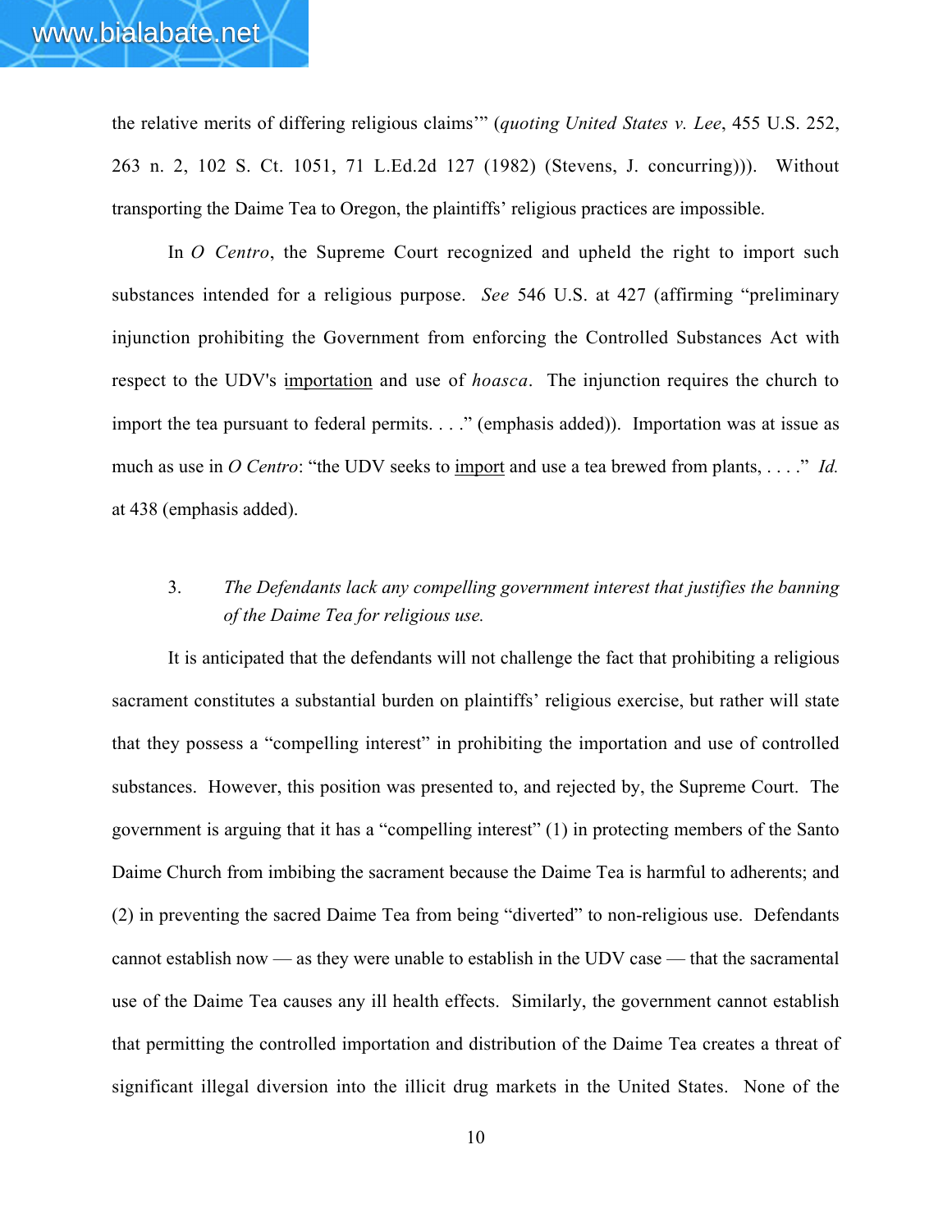the relative merits of differing religious claims'" (*quoting United States v. Lee*, 455 U.S. 252, 263 n. 2, 102 S. Ct. 1051, 71 L.Ed.2d 127 (1982) (Stevens, J. concurring))). Without transporting the Daime Tea to Oregon, the plaintiffs' religious practices are impossible.

In *O Centro*, the Supreme Court recognized and upheld the right to import such substances intended for a religious purpose. *See* 546 U.S. at 427 (affirming "preliminary injunction prohibiting the Government from enforcing the Controlled Substances Act with respect to the UDV's <u>importation</u> and use of *hoasca*. The injunction requires the church to import the tea pursuant to federal permits. . . ." (emphasis added)). Importation was at issue as much as use in *O Centro*: "the UDV seeks to <u>import</u> and use a tea brewed from plants, . . . ." *Id.* at 438 (emphasis added).

3. *The Defendants lack any compelling government interest that justifies the banning of the Daime Tea for religious use.*

It is anticipated that the defendants will not challenge the fact that prohibiting a religious sacrament constitutes a substantial burden on plaintiffs' religious exercise, but rather will state that they possess a "compelling interest" in prohibiting the importation and use of controlled substances. However, this position was presented to, and rejected by, the Supreme Court. The government is arguing that it has a "compelling interest" (1) in protecting members of the Santo Daime Church from imbibing the sacrament because the Daime Tea is harmful to adherents; and (2) in preventing the sacred Daime Tea from being "diverted" to non-religious use. Defendants cannot establish now — as they were unable to establish in the UDV case — that the sacramental use of the Daime Tea causes any ill health effects. Similarly, the government cannot establish that permitting the controlled importation and distribution of the Daime Tea creates a threat of significant illegal diversion into the illicit drug markets in the United States. None of the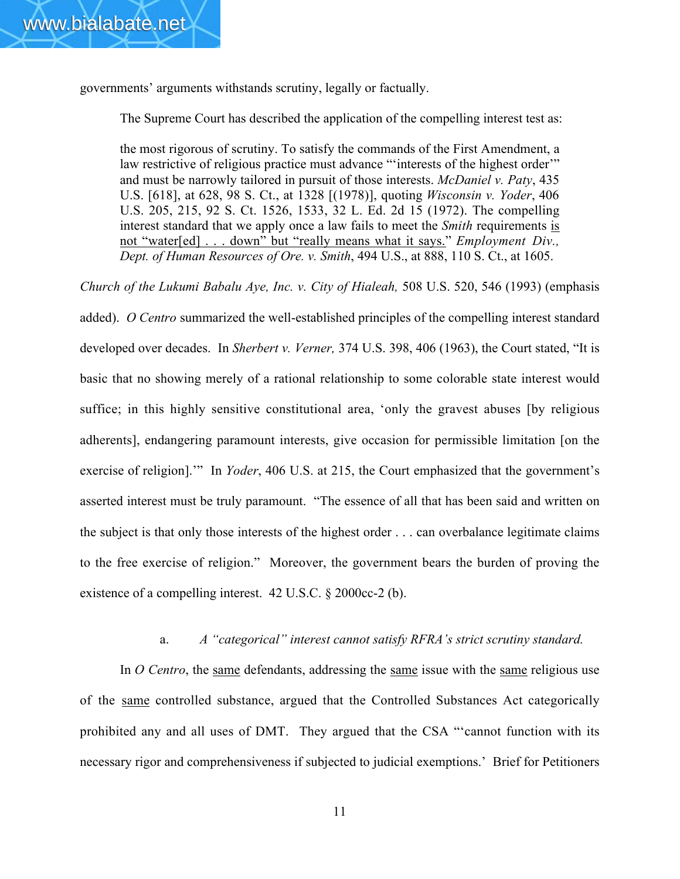governments' arguments withstands scrutiny, legally or factually.

The Supreme Court has described the application of the compelling interest test as:

> the most rigorous of scrutiny. To satisfy the commands of the First Amendment, a law restrictive of religious practice must advance "'interests of the highest order'" and must be narrowly tailored in pursuit of those interests. *McDaniel v. Paty*, 435 U.S. [618], at 628, 98 S. Ct., at 1328 [(1978)], quoting *Wisconsin v. Yoder*, 406 U.S. 205, 215, 92 S. Ct. 1526, 1533, 32 L. Ed. 2d 15 (1972). The compelling interest standard that we apply once a law fails to meet the *Smith* requirements <u>is not "water[ed] . . . down" but "really means what it says."</u> *Employment Div., Dept. of Human Resources of Ore. v. Smith*, 494 U.S., at 888, 110 S. Ct., at 1605.

*Church of the Lukumi Babalu Aye, Inc. v. City of Hialeah,* 508 U.S. 520, 546 (1993) (emphasis added). *O Centro* summarized the well-established principles of the compelling interest standard developed over decades. In *Sherbert v. Verner,* 374 U.S. 398, 406 (1963), the Court stated, "It is basic that no showing merely of a rational relationship to some colorable state interest would suffice; in this highly sensitive constitutional area, 'only the gravest abuses [by religious adherents], endangering paramount interests, give occasion for permissible limitation [on the exercise of religion].'" In *Yoder*, 406 U.S. at 215, the Court emphasized that the government's asserted interest must be truly paramount. "The essence of all that has been said and written on the subject is that only those interests of the highest order . . . can overbalance legitimate claims to the free exercise of religion." Moreover, the government bears the burden of proving the existence of a compelling interest. 42 U.S.C. § 2000cc-2 (b).

a. *A "categorical" interest cannot satisfy RFRA's strict scrutiny standard.*

In *O Centro*, the <u>same</u> defendants, addressing the <u>same</u> issue with the <u>same</u> religious use of the <u>same</u> controlled substance, argued that the Controlled Substances Act categorically prohibited any and all uses of DMT. They argued that the CSA "'cannot function with its necessary rigor and comprehensiveness if subjected to judicial exemptions.' Brief for Petitioners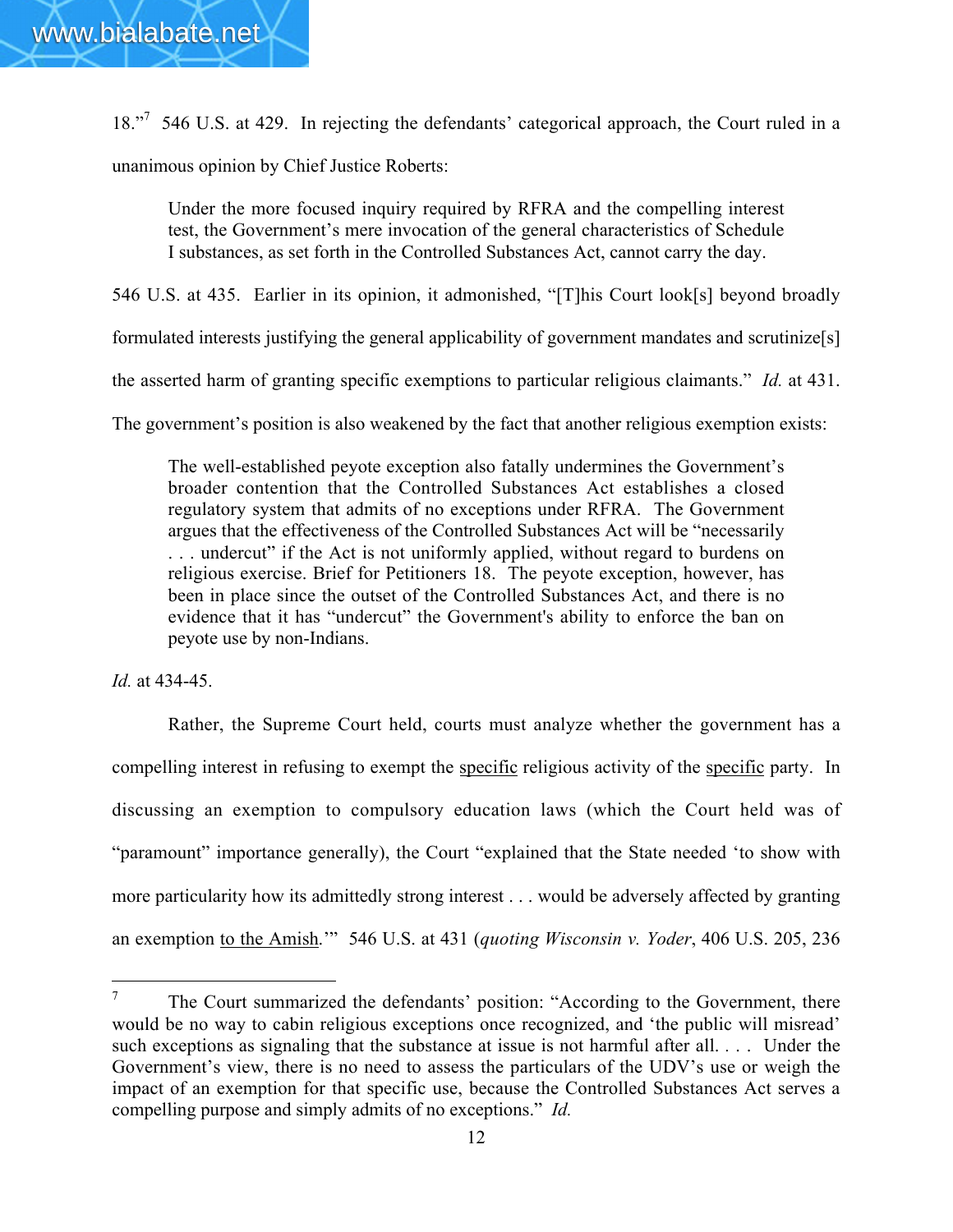18."[7] 546 U.S. at 429. In rejecting the defendants' categorical approach, the Court ruled in a unanimous opinion by Chief Justice Roberts:

> Under the more focused inquiry required by RFRA and the compelling interest test, the Government's mere invocation of the general characteristics of Schedule I substances, as set forth in the Controlled Substances Act, cannot carry the day.

546 U.S. at 435. Earlier in its opinion, it admonished, "[T]his Court look[s] beyond broadly formulated interests justifying the general applicability of government mandates and scrutinize[s] the asserted harm of granting specific exemptions to particular religious claimants." *Id.* at 431. The government's position is also weakened by the fact that another religious exemption exists:

> The well-established peyote exception also fatally undermines the Government's broader contention that the Controlled Substances Act establishes a closed regulatory system that admits of no exceptions under RFRA. The Government argues that the effectiveness of the Controlled Substances Act will be "necessarily . . . undercut" if the Act is not uniformly applied, without regard to burdens on religious exercise. Brief for Petitioners 18. The peyote exception, however, has been in place since the outset of the Controlled Substances Act, and there is no evidence that it has "undercut" the Government's ability to enforce the ban on peyote use by non-Indians.

*Id.* at 434-45.

Rather, the Supreme Court held, courts must analyze whether the government has a compelling interest in refusing to exempt the <u>specific</u> religious activity of the <u>specific</u> party. In discussing an exemption to compulsory education laws (which the Court held was of "paramount" importance generally), the Court "explained that the State needed 'to show with more particularity how its admittedly strong interest . . . would be adversely affected by granting an exemption <u>to the Amish</u>.'" 546 U.S. at 431 (*quoting Wisconsin v. Yoder*, 406 U.S. 205, 236

---

[7] The Court summarized the defendants' position: "According to the Government, there would be no way to cabin religious exceptions once recognized, and 'the public will misread' such exceptions as signaling that the substance at issue is not harmful after all. . . . Under the Government's view, there is no need to assess the particulars of the UDV's use or weigh the impact of an exemption for that specific use, because the Controlled Substances Act serves a compelling purpose and simply admits of no exceptions." *Id.*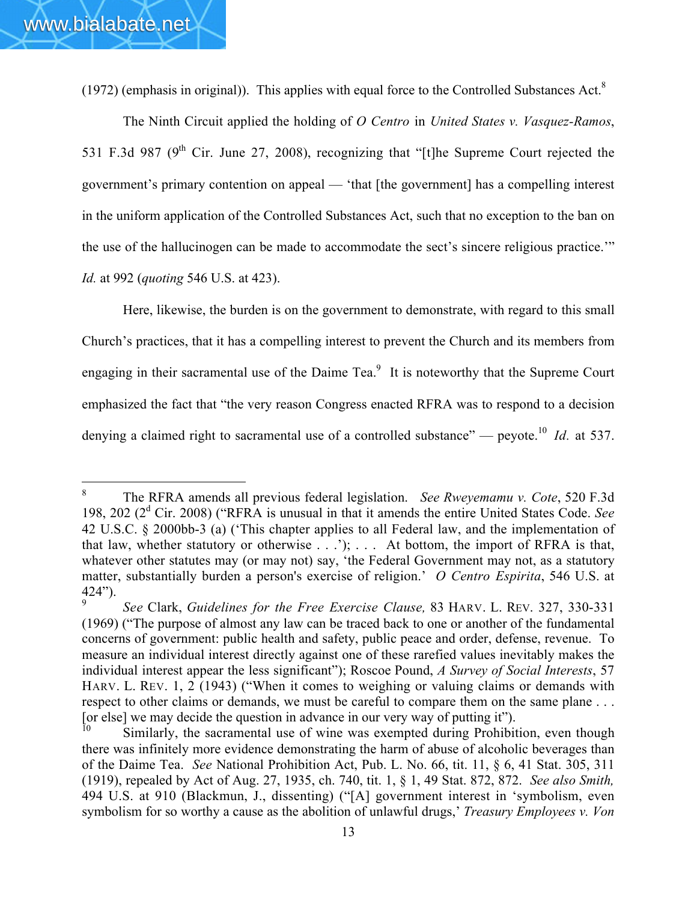(1972) (emphasis in original)). This applies with equal force to the Controlled Substances Act.[8]

The Ninth Circuit applied the holding of *O Centro* in *United States v. Vasquez-Ramos*, 531 F.3d 987 (9th Cir. June 27, 2008), recognizing that "[t]he Supreme Court rejected the government's primary contention on appeal — 'that [the government] has a compelling interest in the uniform application of the Controlled Substances Act, such that no exception to the ban on the use of the hallucinogen can be made to accommodate the sect's sincere religious practice.'" *Id.* at 992 (*quoting* 546 U.S. at 423).

Here, likewise, the burden is on the government to demonstrate, with regard to this small Church's practices, that it has a compelling interest to prevent the Church and its members from engaging in their sacramental use of the Daime Tea.[9] It is noteworthy that the Supreme Court emphasized the fact that "the very reason Congress enacted RFRA was to respond to a decision denying a claimed right to sacramental use of a controlled substance" — peyote.[10] *Id.* at 537.

---

[8] The RFRA amends all previous federal legislation. *See Rweyemamu v. Cote*, 520 F.3d 198, 202 (2d Cir. 2008) ("RFRA is unusual in that it amends the entire United States Code. *See* 42 U.S.C. § 2000bb-3 (a) ('This chapter applies to all Federal law, and the implementation of that law, whether statutory or otherwise . . .'); . . . At bottom, the import of RFRA is that, whatever other statutes may (or may not) say, 'the Federal Government may not, as a statutory matter, substantially burden a person's exercise of religion.' *O Centro Espirita*, 546 U.S. at 424").

[9] *See* Clark, *Guidelines for the Free Exercise Clause,* 83 HARV. L. REV. 327, 330-331 (1969) ("The purpose of almost any law can be traced back to one or another of the fundamental concerns of government: public health and safety, public peace and order, defense, revenue. To measure an individual interest directly against one of these rarefied values inevitably makes the individual interest appear the less significant"); Roscoe Pound, *A Survey of Social Interests*, 57 HARV. L. REV. 1, 2 (1943) ("When it comes to weighing or valuing claims or demands with respect to other claims or demands, we must be careful to compare them on the same plane . . . [or else] we may decide the question in advance in our very way of putting it").

[10] Similarly, the sacramental use of wine was exempted during Prohibition, even though there was infinitely more evidence demonstrating the harm of abuse of alcoholic beverages than of the Daime Tea. *See* National Prohibition Act, Pub. L. No. 66, tit. 11, § 6, 41 Stat. 305, 311 (1919), repealed by Act of Aug. 27, 1935, ch. 740, tit. 1, § 1, 49 Stat. 872, 872. *See also Smith,* 494 U.S. at 910 (Blackmun, J., dissenting) ("[A] government interest in 'symbolism, even symbolism for so worthy a cause as the abolition of unlawful drugs,' *Treasury Employees v. Von*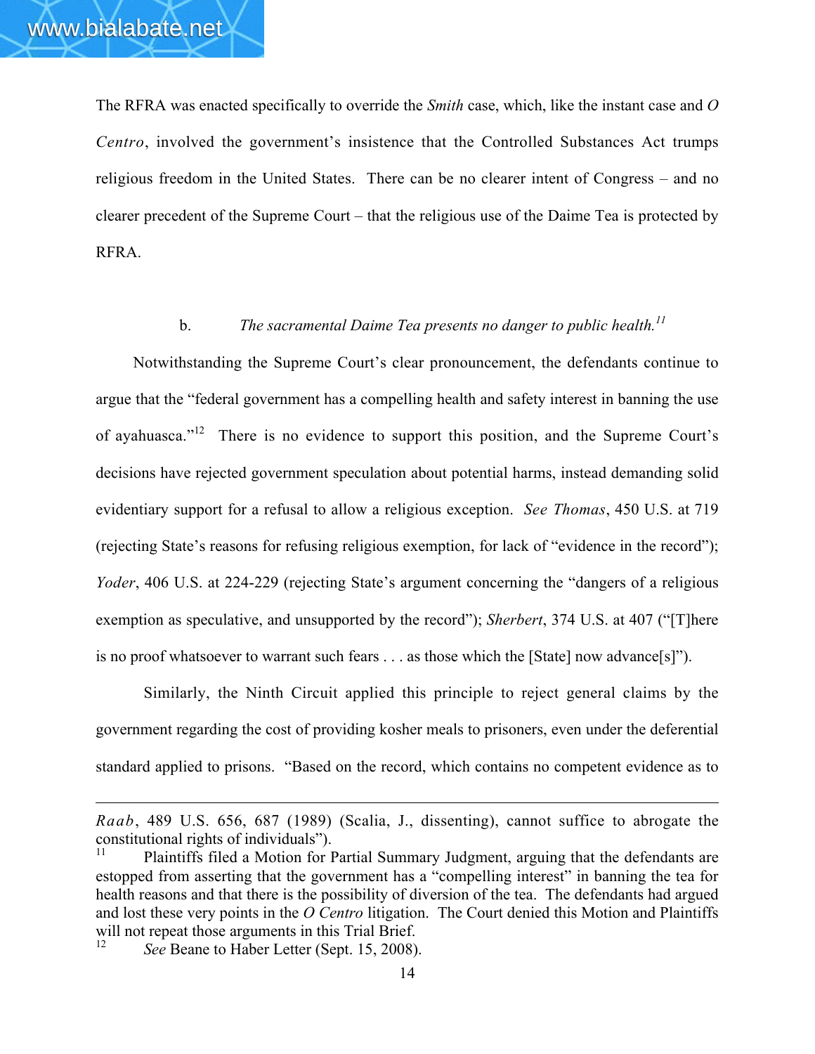The RFRA was enacted specifically to override the *Smith* case, which, like the instant case and *O Centro*, involved the government's insistence that the Controlled Substances Act trumps religious freedom in the United States. There can be no clearer intent of Congress – and no clearer precedent of the Supreme Court – that the religious use of the Daime Tea is protected by RFRA.

b. *The sacramental Daime Tea presents no danger to public health.*[11]

Notwithstanding the Supreme Court's clear pronouncement, the defendants continue to argue that the "federal government has a compelling health and safety interest in banning the use of ayahuasca."[12] There is no evidence to support this position, and the Supreme Court's decisions have rejected government speculation about potential harms, instead demanding solid evidentiary support for a refusal to allow a religious exception. *See Thomas*, 450 U.S. at 719 (rejecting State's reasons for refusing religious exemption, for lack of "evidence in the record"); *Yoder*, 406 U.S. at 224-229 (rejecting State's argument concerning the "dangers of a religious exemption as speculative, and unsupported by the record"); *Sherbert*, 374 U.S. at 407 ("[T]here is no proof whatsoever to warrant such fears . . . as those which the [State] now advance[s]").

Similarly, the Ninth Circuit applied this principle to reject general claims by the government regarding the cost of providing kosher meals to prisoners, even under the deferential standard applied to prisons. "Based on the record, which contains no competent evidence as to

---

*Raab*, 489 U.S. 656, 687 (1989) (Scalia, J., dissenting), cannot suffice to abrogate the constitutional rights of individuals").

[11] Plaintiffs filed a Motion for Partial Summary Judgment, arguing that the defendants are estopped from asserting that the government has a "compelling interest" in banning the tea for health reasons and that there is the possibility of diversion of the tea. The defendants had argued and lost these very points in the *O Centro* litigation. The Court denied this Motion and Plaintiffs will not repeat those arguments in this Trial Brief.

[12] *See* Beane to Haber Letter (Sept. 15, 2008).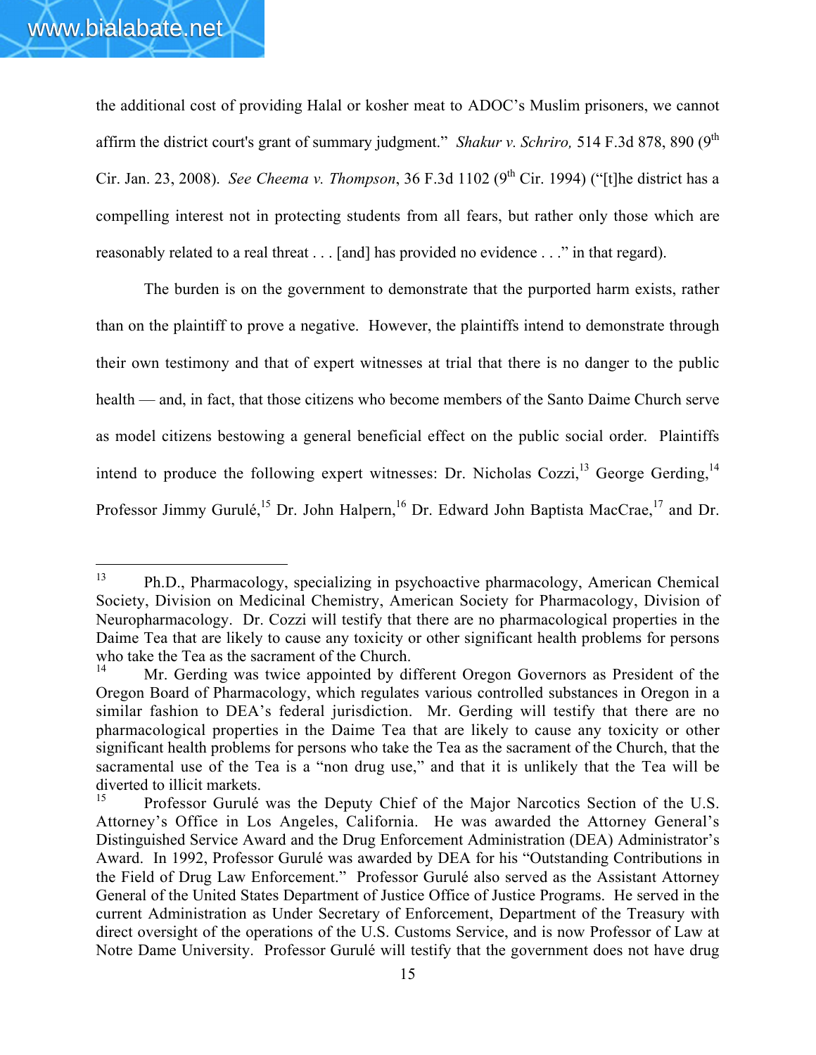the additional cost of providing Halal or kosher meat to ADOC's Muslim prisoners, we cannot affirm the district court's grant of summary judgment." *Shakur v. Schriro,* 514 F.3d 878, 890 (9th Cir. Jan. 23, 2008). *See Cheema v. Thompson*, 36 F.3d 1102 (9th Cir. 1994) ("[t]he district has a compelling interest not in protecting students from all fears, but rather only those which are reasonably related to a real threat . . . [and] has provided no evidence . . ." in that regard).

The burden is on the government to demonstrate that the purported harm exists, rather than on the plaintiff to prove a negative. However, the plaintiffs intend to demonstrate through their own testimony and that of expert witnesses at trial that there is no danger to the public health — and, in fact, that those citizens who become members of the Santo Daime Church serve as model citizens bestowing a general beneficial effect on the public social order. Plaintiffs intend to produce the following expert witnesses: Dr. Nicholas Cozzi,[13] George Gerding,[14] Professor Jimmy Gurulé,[15] Dr. John Halpern,[16] Dr. Edward John Baptista MacCrae,[17] and Dr.

---

[13] Ph.D., Pharmacology, specializing in psychoactive pharmacology, American Chemical Society, Division on Medicinal Chemistry, American Society for Pharmacology, Division of Neuropharmacology. Dr. Cozzi will testify that there are no pharmacological properties in the Daime Tea that are likely to cause any toxicity or other significant health problems for persons who take the Tea as the sacrament of the Church.

[14] Mr. Gerding was twice appointed by different Oregon Governors as President of the Oregon Board of Pharmacology, which regulates various controlled substances in Oregon in a similar fashion to DEA's federal jurisdiction. Mr. Gerding will testify that there are no pharmacological properties in the Daime Tea that are likely to cause any toxicity or other significant health problems for persons who take the Tea as the sacrament of the Church, that the sacramental use of the Tea is a "non drug use," and that it is unlikely that the Tea will be diverted to illicit markets.

[15] Professor Gurulé was the Deputy Chief of the Major Narcotics Section of the U.S. Attorney's Office in Los Angeles, California. He was awarded the Attorney General's Distinguished Service Award and the Drug Enforcement Administration (DEA) Administrator's Award. In 1992, Professor Gurulé was awarded by DEA for his "Outstanding Contributions in the Field of Drug Law Enforcement." Professor Gurulé also served as the Assistant Attorney General of the United States Department of Justice Office of Justice Programs. He served in the current Administration as Under Secretary of Enforcement, Department of the Treasury with direct oversight of the operations of the U.S. Customs Service, and is now Professor of Law at Notre Dame University. Professor Gurulé will testify that the government does not have drug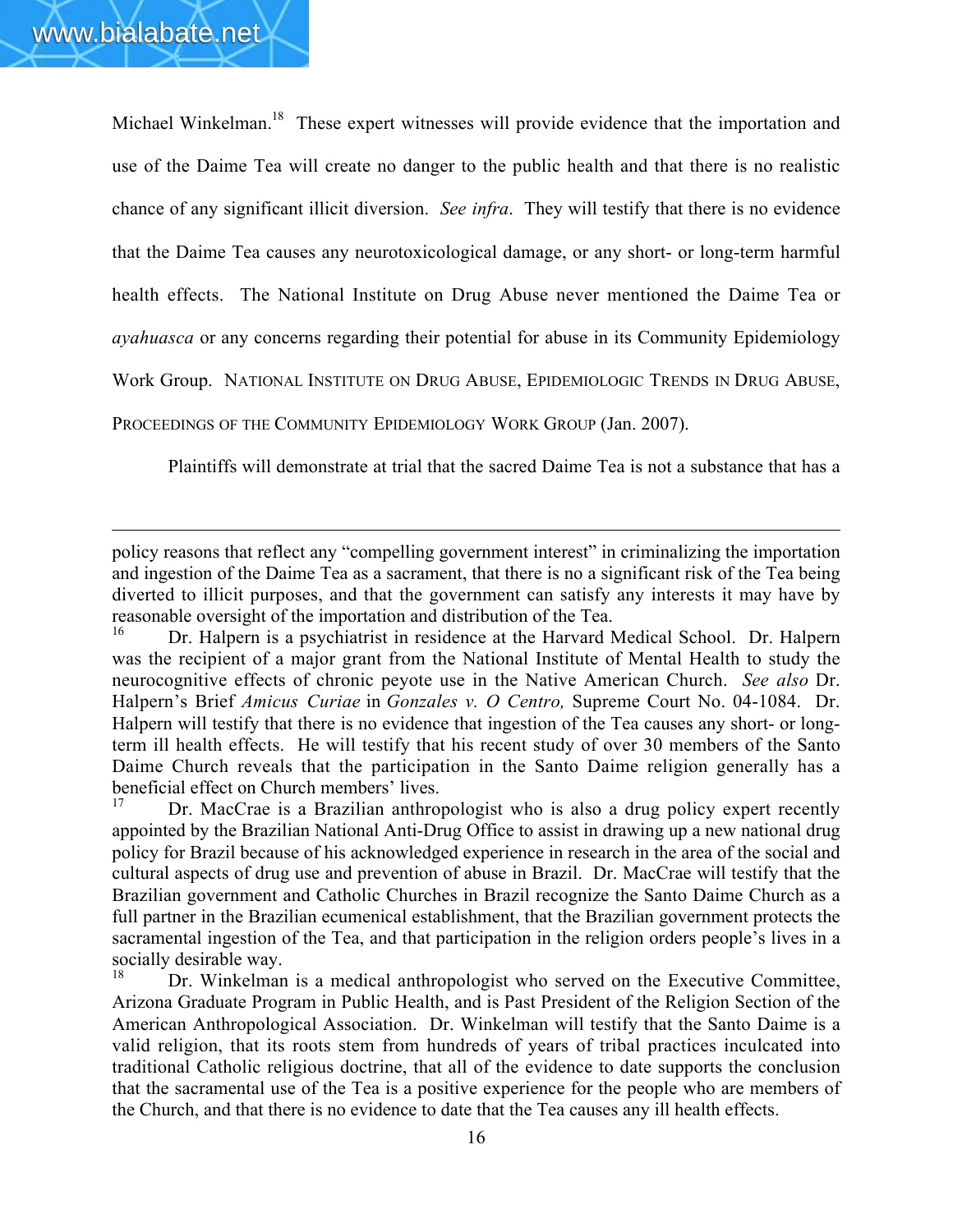Michael Winkelman.[18] These expert witnesses will provide evidence that the importation and use of the Daime Tea will create no danger to the public health and that there is no realistic chance of any significant illicit diversion. *See infra*. They will testify that there is no evidence that the Daime Tea causes any neurotoxicological damage, or any short- or long-term harmful health effects. The National Institute on Drug Abuse never mentioned the Daime Tea or *ayahuasca* or any concerns regarding their potential for abuse in its Community Epidemiology Work Group. NATIONAL INSTITUTE ON DRUG ABUSE, EPIDEMIOLOGIC TRENDS IN DRUG ABUSE, PROCEEDINGS OF THE COMMUNITY EPIDEMIOLOGY WORK GROUP (Jan. 2007).

Plaintiffs will demonstrate at trial that the sacred Daime Tea is not a substance that has a

---

policy reasons that reflect any "compelling government interest" in criminalizing the importation and ingestion of the Daime Tea as a sacrament, that there is no a significant risk of the Tea being diverted to illicit purposes, and that the government can satisfy any interests it may have by reasonable oversight of the importation and distribution of the Tea.

[16] Dr. Halpern is a psychiatrist in residence at the Harvard Medical School. Dr. Halpern was the recipient of a major grant from the National Institute of Mental Health to study the neurocognitive effects of chronic peyote use in the Native American Church. *See also* Dr. Halpern's Brief *Amicus Curiae* in *Gonzales v. O Centro,* Supreme Court No. 04-1084. Dr. Halpern will testify that there is no evidence that ingestion of the Tea causes any short- or long-term ill health effects. He will testify that his recent study of over 30 members of the Santo Daime Church reveals that the participation in the Santo Daime religion generally has a beneficial effect on Church members' lives.

[17] Dr. MacCrae is a Brazilian anthropologist who is also a drug policy expert recently appointed by the Brazilian National Anti-Drug Office to assist in drawing up a new national drug policy for Brazil because of his acknowledged experience in research in the area of the social and cultural aspects of drug use and prevention of abuse in Brazil. Dr. MacCrae will testify that the Brazilian government and Catholic Churches in Brazil recognize the Santo Daime Church as a full partner in the Brazilian ecumenical establishment, that the Brazilian government protects the sacramental ingestion of the Tea, and that participation in the religion orders people's lives in a socially desirable way.

[18] Dr. Winkelman is a medical anthropologist who served on the Executive Committee, Arizona Graduate Program in Public Health, and is Past President of the Religion Section of the American Anthropological Association. Dr. Winkelman will testify that the Santo Daime is a valid religion, that its roots stem from hundreds of years of tribal practices inculcated into traditional Catholic religious doctrine, that all of the evidence to date supports the conclusion that the sacramental use of the Tea is a positive experience for the people who are members of the Church, and that there is no evidence to date that the Tea causes any ill health effects.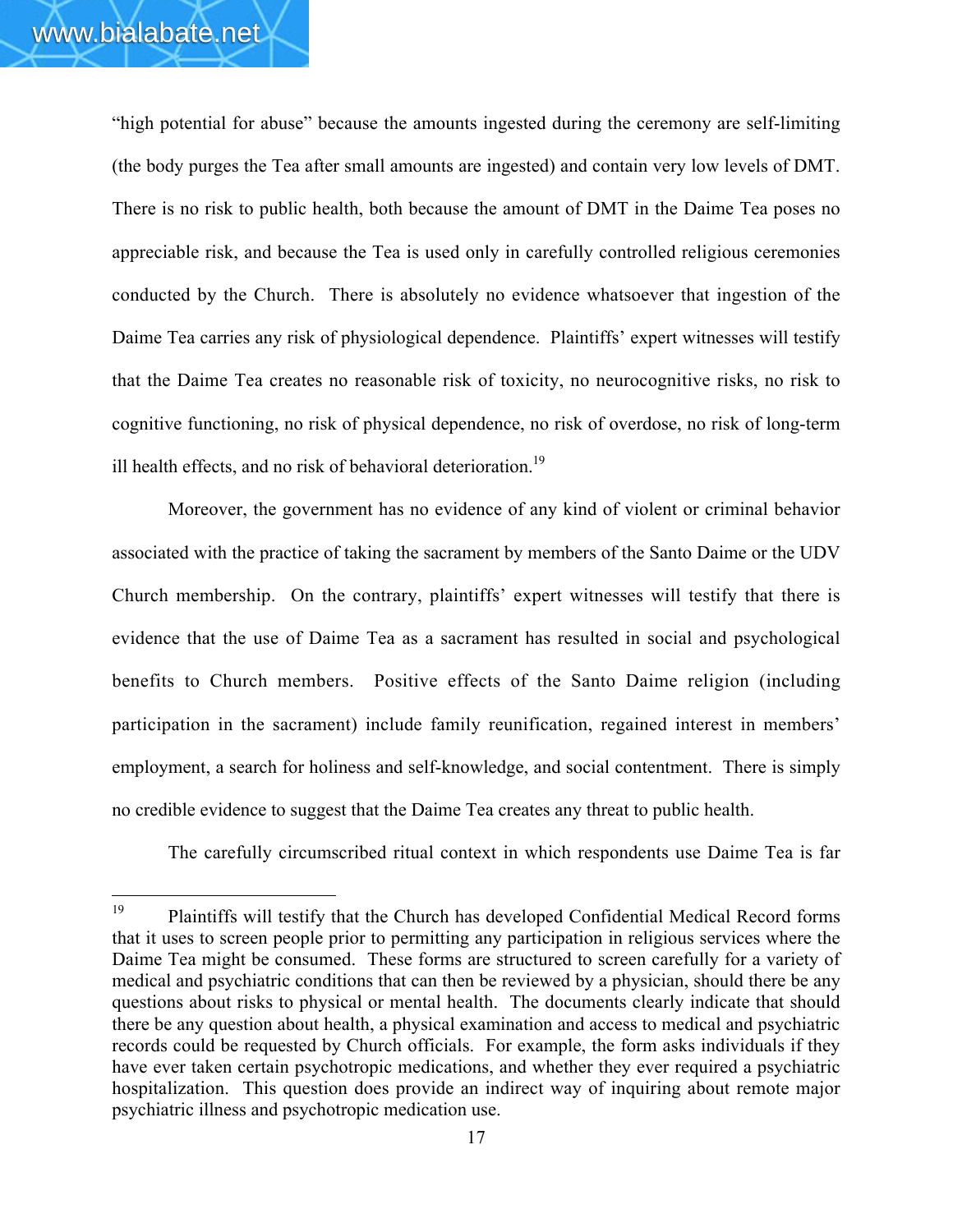"high potential for abuse" because the amounts ingested during the ceremony are self-limiting (the body purges the Tea after small amounts are ingested) and contain very low levels of DMT. There is no risk to public health, both because the amount of DMT in the Daime Tea poses no appreciable risk, and because the Tea is used only in carefully controlled religious ceremonies conducted by the Church. There is absolutely no evidence whatsoever that ingestion of the Daime Tea carries any risk of physiological dependence. Plaintiffs' expert witnesses will testify that the Daime Tea creates no reasonable risk of toxicity, no neurocognitive risks, no risk to cognitive functioning, no risk of physical dependence, no risk of overdose, no risk of long-term ill health effects, and no risk of behavioral deterioration.[19]

Moreover, the government has no evidence of any kind of violent or criminal behavior associated with the practice of taking the sacrament by members of the Santo Daime or the UDV Church membership. On the contrary, plaintiffs' expert witnesses will testify that there is evidence that the use of Daime Tea as a sacrament has resulted in social and psychological benefits to Church members. Positive effects of the Santo Daime religion (including participation in the sacrament) include family reunification, regained interest in members' employment, a search for holiness and self-knowledge, and social contentment. There is simply no credible evidence to suggest that the Daime Tea creates any threat to public health.

The carefully circumscribed ritual context in which respondents use Daime Tea is far

---

[19] Plaintiffs will testify that the Church has developed Confidential Medical Record forms that it uses to screen people prior to permitting any participation in religious services where the Daime Tea might be consumed. These forms are structured to screen carefully for a variety of medical and psychiatric conditions that can then be reviewed by a physician, should there be any questions about risks to physical or mental health. The documents clearly indicate that should there be any question about health, a physical examination and access to medical and psychiatric records could be requested by Church officials. For example, the form asks individuals if they have ever taken certain psychotropic medications, and whether they ever required a psychiatric hospitalization. This question does provide an indirect way of inquiring about remote major psychiatric illness and psychotropic medication use.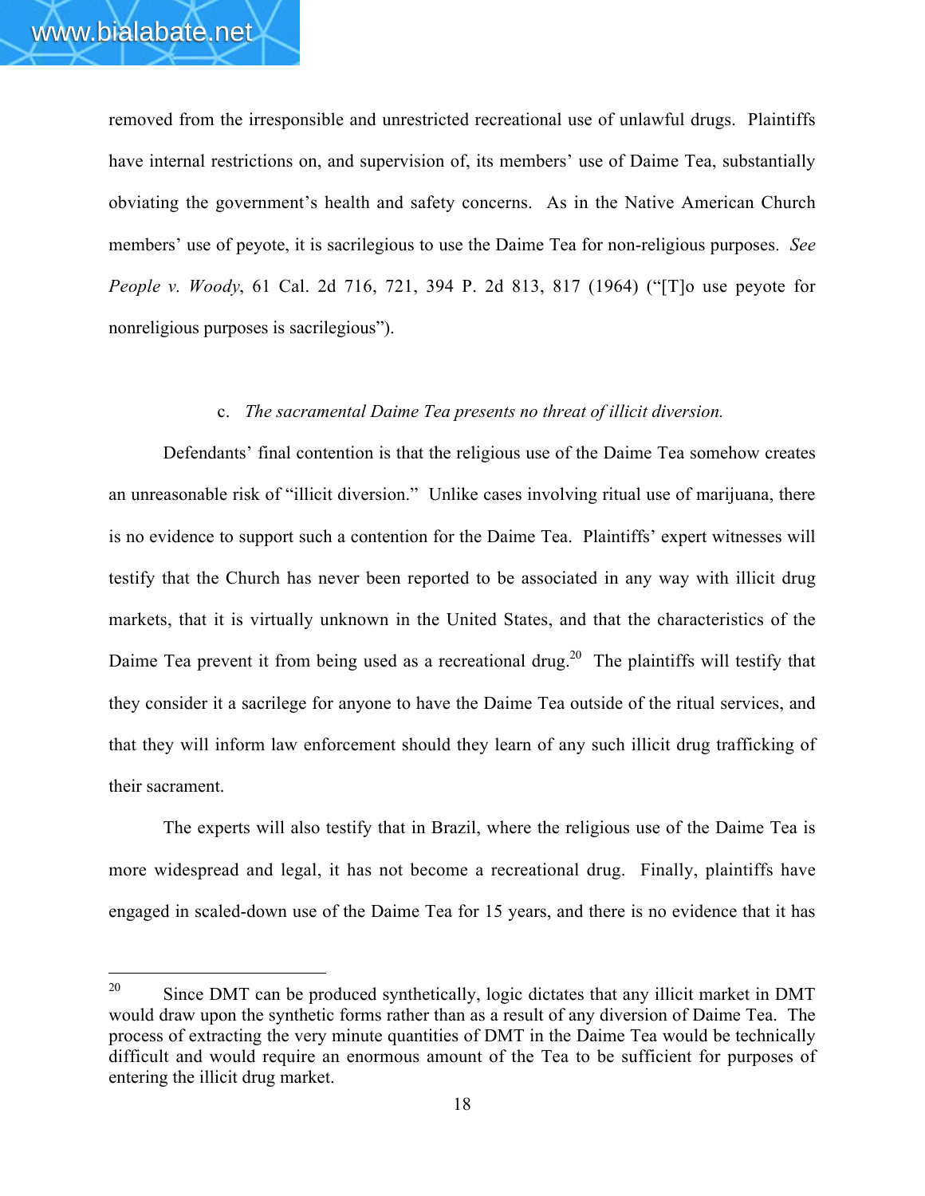removed from the irresponsible and unrestricted recreational use of unlawful drugs. Plaintiffs have internal restrictions on, and supervision of, its members' use of Daime Tea, substantially obviating the government's health and safety concerns. As in the Native American Church members' use of peyote, it is sacrilegious to use the Daime Tea for non-religious purposes. *See People v. Woody*, 61 Cal. 2d 716, 721, 394 P. 2d 813, 817 (1964) ("[T]o use peyote for nonreligious purposes is sacrilegious").

c. *The sacramental Daime Tea presents no threat of illicit diversion.*

Defendants' final contention is that the religious use of the Daime Tea somehow creates an unreasonable risk of "illicit diversion." Unlike cases involving ritual use of marijuana, there is no evidence to support such a contention for the Daime Tea. Plaintiffs' expert witnesses will testify that the Church has never been reported to be associated in any way with illicit drug markets, that it is virtually unknown in the United States, and that the characteristics of the Daime Tea prevent it from being used as a recreational drug.[20] The plaintiffs will testify that they consider it a sacrilege for anyone to have the Daime Tea outside of the ritual services, and that they will inform law enforcement should they learn of any such illicit drug trafficking of their sacrament.

The experts will also testify that in Brazil, where the religious use of the Daime Tea is more widespread and legal, it has not become a recreational drug. Finally, plaintiffs have engaged in scaled-down use of the Daime Tea for 15 years, and there is no evidence that it has

[20] Since DMT can be produced synthetically, logic dictates that any illicit market in DMT would draw upon the synthetic forms rather than as a result of any diversion of Daime Tea. The process of extracting the very minute quantities of DMT in the Daime Tea would be technically difficult and would require an enormous amount of the Tea to be sufficient for purposes of entering the illicit drug market.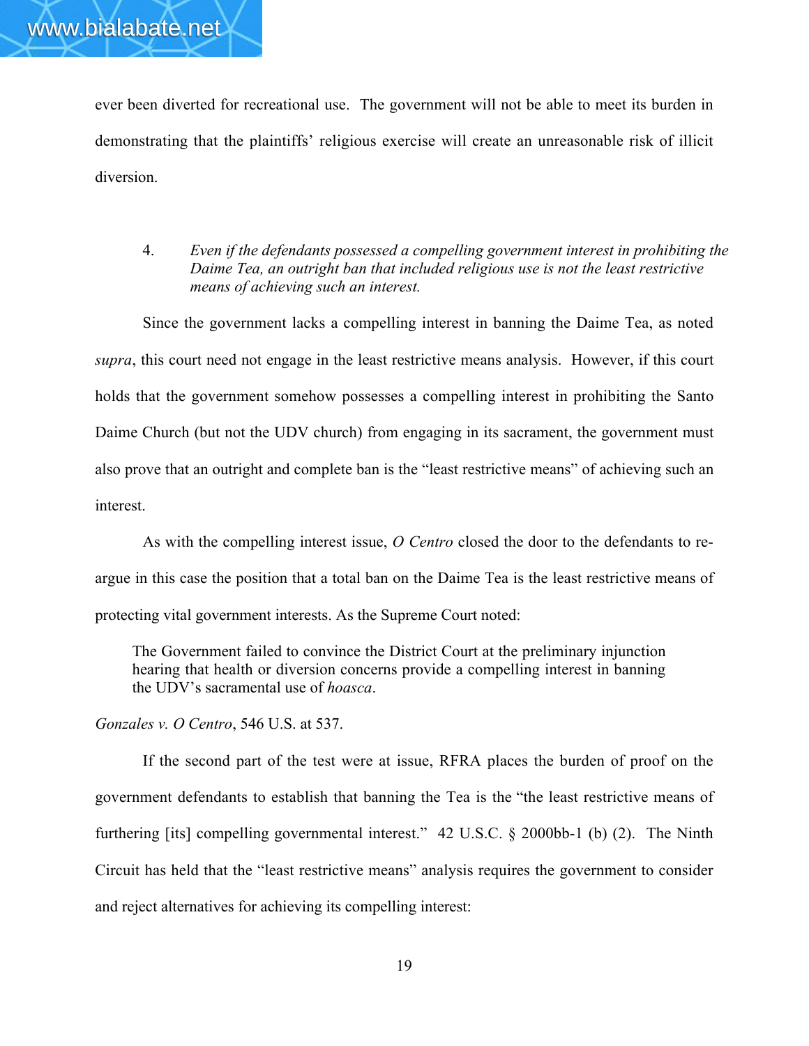ever been diverted for recreational use. The government will not be able to meet its burden in demonstrating that the plaintiffs' religious exercise will create an unreasonable risk of illicit diversion.

4. *Even if the defendants possessed a compelling government interest in prohibiting the Daime Tea, an outright ban that included religious use is not the least restrictive means of achieving such an interest.*

Since the government lacks a compelling interest in banning the Daime Tea, as noted *supra*, this court need not engage in the least restrictive means analysis. However, if this court holds that the government somehow possesses a compelling interest in prohibiting the Santo Daime Church (but not the UDV church) from engaging in its sacrament, the government must also prove that an outright and complete ban is the "least restrictive means" of achieving such an interest.

As with the compelling interest issue, *O Centro* closed the door to the defendants to re-argue in this case the position that a total ban on the Daime Tea is the least restrictive means of protecting vital government interests. As the Supreme Court noted:

> The Government failed to convince the District Court at the preliminary injunction hearing that health or diversion concerns provide a compelling interest in banning the UDV's sacramental use of *hoasca*.

*Gonzales v. O Centro*, 546 U.S. at 537.

If the second part of the test were at issue, RFRA places the burden of proof on the government defendants to establish that banning the Tea is the "the least restrictive means of furthering [its] compelling governmental interest." 42 U.S.C. § 2000bb-1 (b) (2). The Ninth Circuit has held that the "least restrictive means" analysis requires the government to consider and reject alternatives for achieving its compelling interest: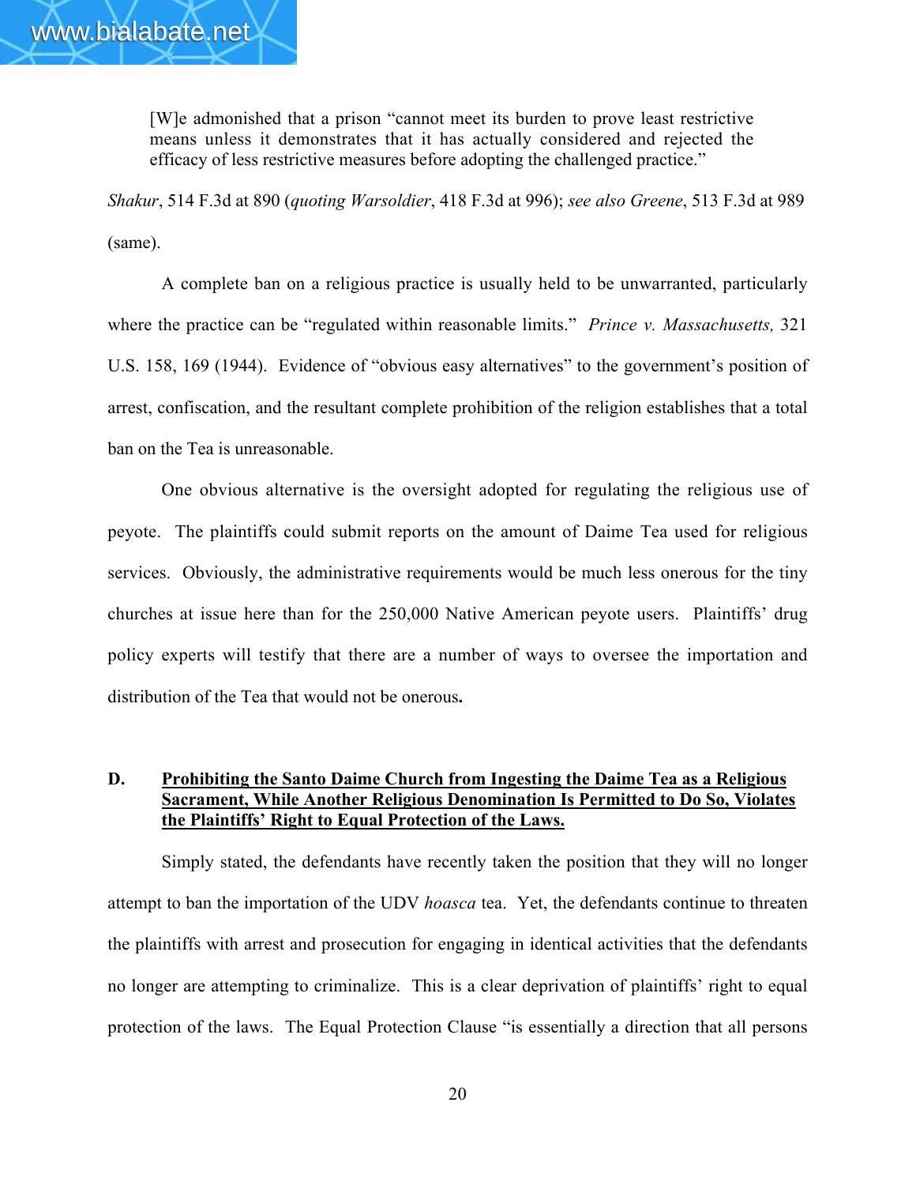> [W]e admonished that a prison "cannot meet its burden to prove least restrictive means unless it demonstrates that it has actually considered and rejected the efficacy of less restrictive measures before adopting the challenged practice."

*Shakur*, 514 F.3d at 890 (*quoting Warsoldier*, 418 F.3d at 996); *see also Greene*, 513 F.3d at 989 (same).

A complete ban on a religious practice is usually held to be unwarranted, particularly where the practice can be "regulated within reasonable limits." *Prince v. Massachusetts,* 321 U.S. 158, 169 (1944). Evidence of "obvious easy alternatives" to the government's position of arrest, confiscation, and the resultant complete prohibition of the religion establishes that a total ban on the Tea is unreasonable.

One obvious alternative is the oversight adopted for regulating the religious use of peyote. The plaintiffs could submit reports on the amount of Daime Tea used for religious services. Obviously, the administrative requirements would be much less onerous for the tiny churches at issue here than for the 250,000 Native American peyote users. Plaintiffs' drug policy experts will testify that there are a number of ways to oversee the importation and distribution of the Tea that would not be onerous**.**

**D. <u>Prohibiting the Santo Daime Church from Ingesting the Daime Tea as a Religious Sacrament, While Another Religious Denomination Is Permitted to Do So, Violates the Plaintiffs' Right to Equal Protection of the Laws.</u>**

Simply stated, the defendants have recently taken the position that they will no longer attempt to ban the importation of the UDV *hoasca* tea. Yet, the defendants continue to threaten the plaintiffs with arrest and prosecution for engaging in identical activities that the defendants no longer are attempting to criminalize. This is a clear deprivation of plaintiffs' right to equal protection of the laws. The Equal Protection Clause "is essentially a direction that all persons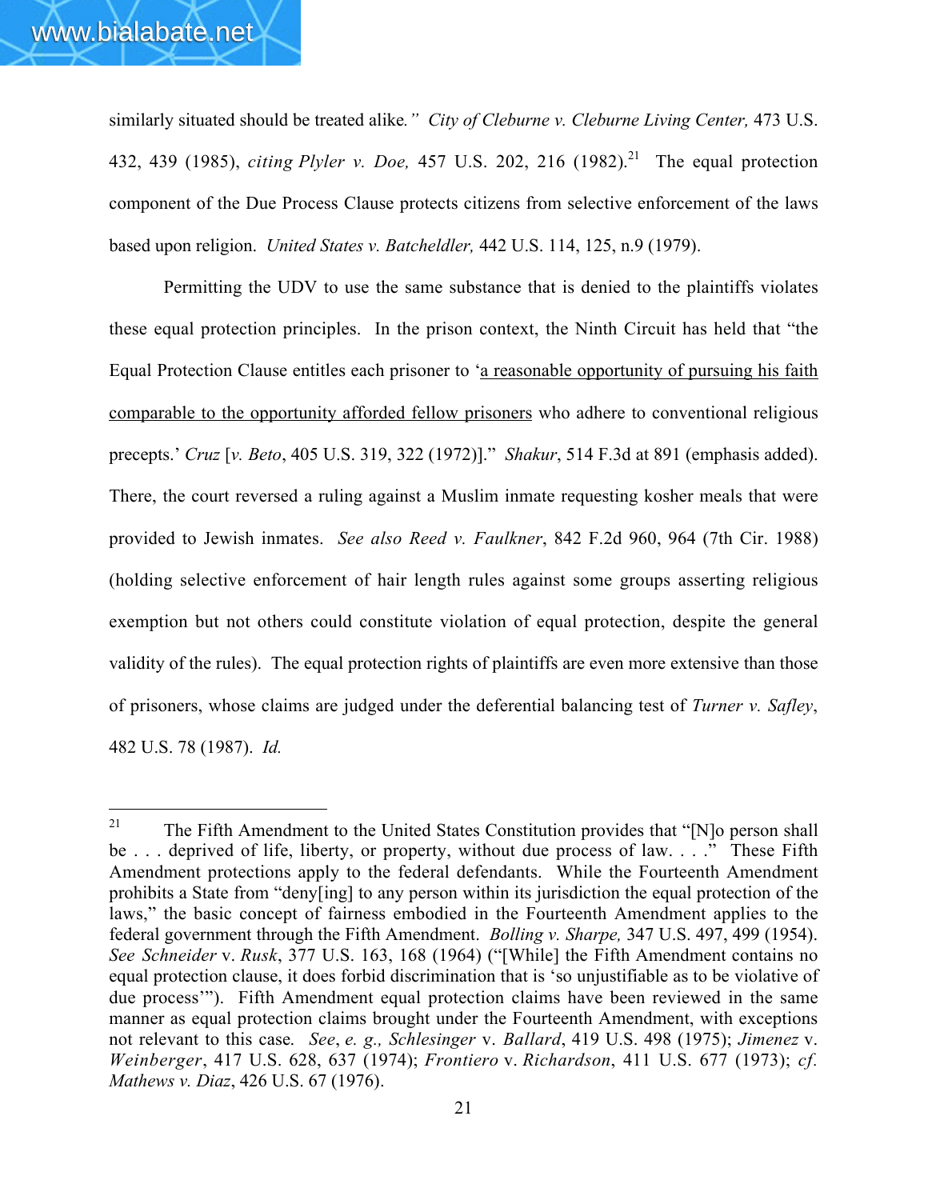similarly situated should be treated alike*."* *City of Cleburne v. Cleburne Living Center,* 473 U.S. 432, 439 (1985), *citing Plyler v. Doe,* 457 U.S. 202, 216 (1982).[21] The equal protection component of the Due Process Clause protects citizens from selective enforcement of the laws based upon religion. *United States v. Batcheldler,* 442 U.S. 114, 125, n.9 (1979).

Permitting the UDV to use the same substance that is denied to the plaintiffs violates these equal protection principles. In the prison context, the Ninth Circuit has held that "the Equal Protection Clause entitles each prisoner to '<u>a reasonable opportunity of pursuing his faith comparable to the opportunity afforded fellow prisoners</u> who adhere to conventional religious precepts.' *Cruz* [*v. Beto*, 405 U.S. 319, 322 (1972)]." *Shakur*, 514 F.3d at 891 (emphasis added). There, the court reversed a ruling against a Muslim inmate requesting kosher meals that were provided to Jewish inmates. *See also Reed v. Faulkner*, 842 F.2d 960, 964 (7th Cir. 1988) (holding selective enforcement of hair length rules against some groups asserting religious exemption but not others could constitute violation of equal protection, despite the general validity of the rules). The equal protection rights of plaintiffs are even more extensive than those of prisoners, whose claims are judged under the deferential balancing test of *Turner v. Safley*, 482 U.S. 78 (1987). *Id.*

---

[21] The Fifth Amendment to the United States Constitution provides that "[N]o person shall be . . . deprived of life, liberty, or property, without due process of law. . . ." These Fifth Amendment protections apply to the federal defendants. While the Fourteenth Amendment prohibits a State from "deny[ing] to any person within its jurisdiction the equal protection of the laws," the basic concept of fairness embodied in the Fourteenth Amendment applies to the federal government through the Fifth Amendment. *Bolling v. Sharpe,* 347 U.S. 497, 499 (1954). *See Schneider* v. *Rusk*, 377 U.S. 163, 168 (1964) ("[While] the Fifth Amendment contains no equal protection clause, it does forbid discrimination that is 'so unjustifiable as to be violative of due process'"). Fifth Amendment equal protection claims have been reviewed in the same manner as equal protection claims brought under the Fourteenth Amendment, with exceptions not relevant to this case. *See*, *e. g., Schlesinger* v. *Ballard*, 419 U.S. 498 (1975); *Jimenez* v. *Weinberger*, 417 U.S. 628, 637 (1974); *Frontiero* v. *Richardson*, 411 U.S. 677 (1973); *cf. Mathews v. Diaz*, 426 U.S. 67 (1976).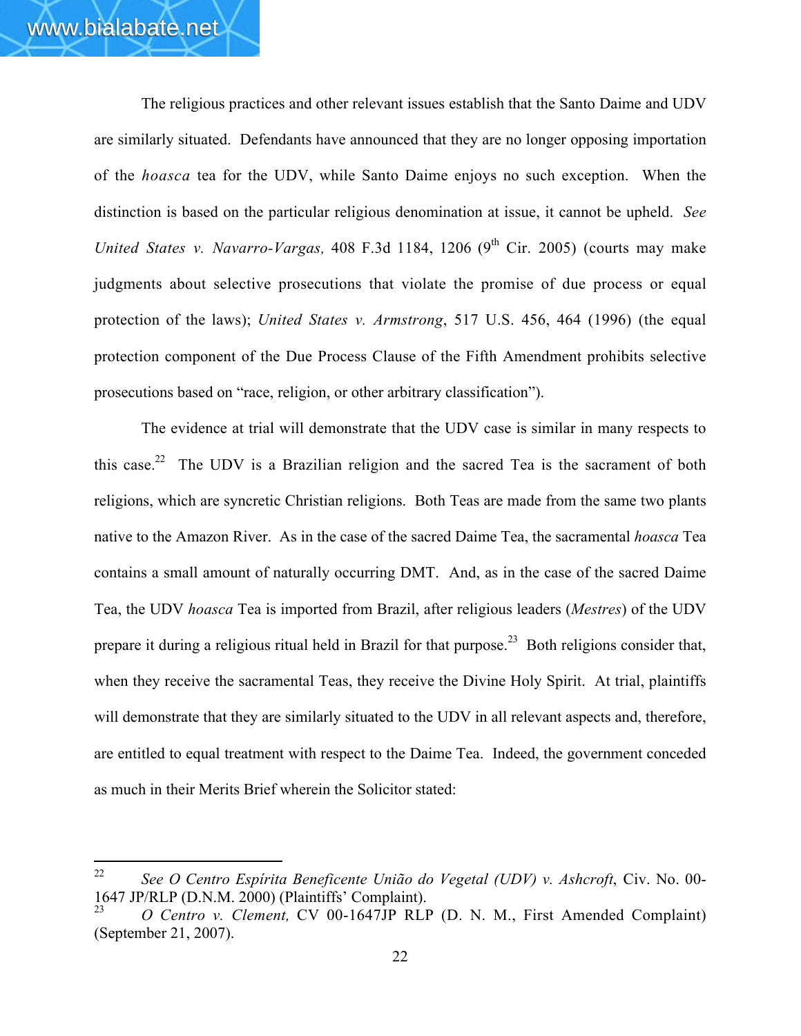The religious practices and other relevant issues establish that the Santo Daime and UDV are similarly situated. Defendants have announced that they are no longer opposing importation of the *hoasca* tea for the UDV, while Santo Daime enjoys no such exception. When the distinction is based on the particular religious denomination at issue, it cannot be upheld. *See United States v. Navarro-Vargas,* 408 F.3d 1184, 1206 (9th Cir. 2005) (courts may make judgments about selective prosecutions that violate the promise of due process or equal protection of the laws); *United States v. Armstrong*, 517 U.S. 456, 464 (1996) (the equal protection component of the Due Process Clause of the Fifth Amendment prohibits selective prosecutions based on "race, religion, or other arbitrary classification").

The evidence at trial will demonstrate that the UDV case is similar in many respects to this case.[22] The UDV is a Brazilian religion and the sacred Tea is the sacrament of both religions, which are syncretic Christian religions. Both Teas are made from the same two plants native to the Amazon River. As in the case of the sacred Daime Tea, the sacramental *hoasca* Tea contains a small amount of naturally occurring DMT. And, as in the case of the sacred Daime Tea, the UDV *hoasca* Tea is imported from Brazil, after religious leaders (*Mestres*) of the UDV prepare it during a religious ritual held in Brazil for that purpose.[23] Both religions consider that, when they receive the sacramental Teas, they receive the Divine Holy Spirit. At trial, plaintiffs will demonstrate that they are similarly situated to the UDV in all relevant aspects and, therefore, are entitled to equal treatment with respect to the Daime Tea. Indeed, the government conceded as much in their Merits Brief wherein the Solicitor stated:

---

[22] *See O Centro Espírita Beneficente União do Vegetal (UDV) v. Ashcroft*, Civ. No. 00-1647 JP/RLP (D.N.M. 2000) (Plaintiffs' Complaint).

[23] *O Centro v. Clement,* CV 00-1647JP RLP (D. N. M., First Amended Complaint) (September 21, 2007).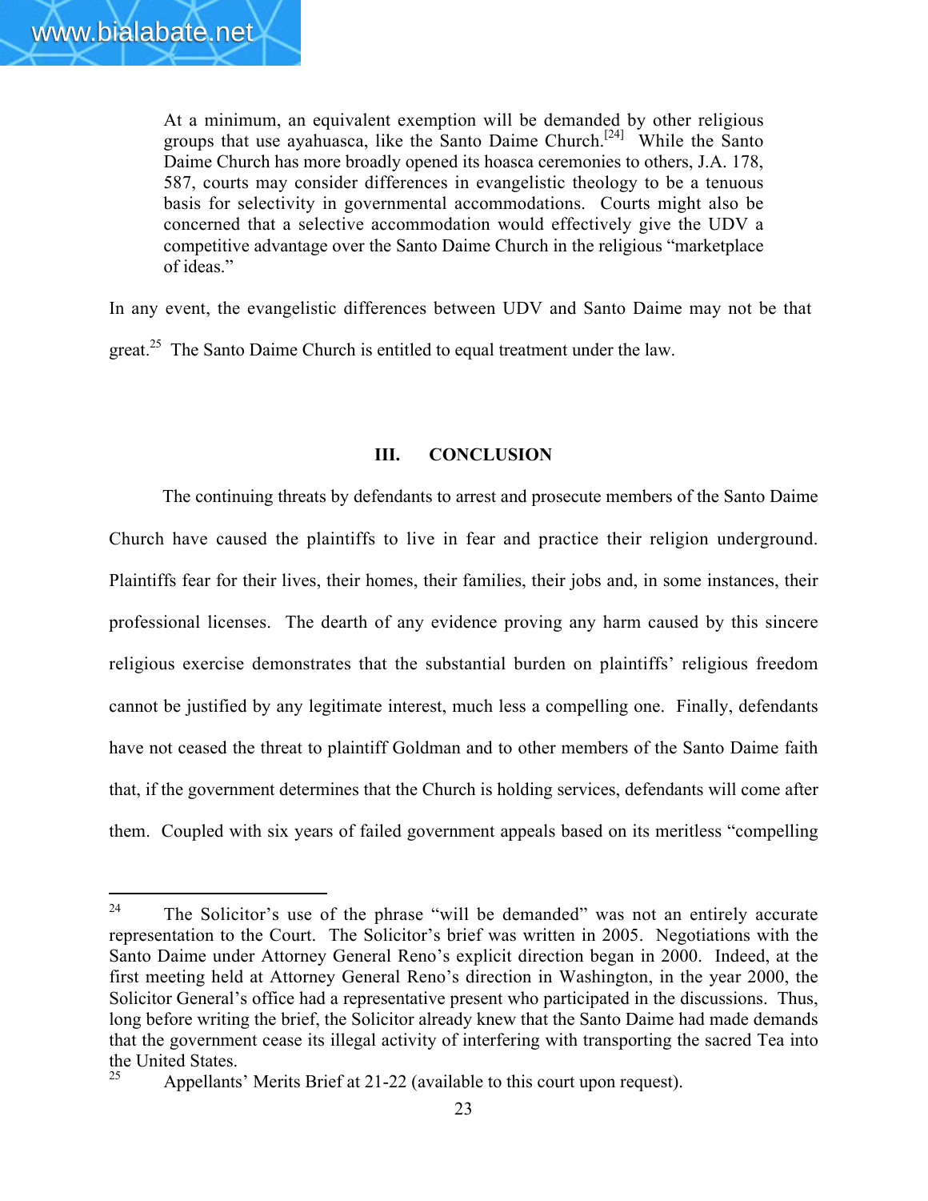> At a minimum, an equivalent exemption will be demanded by other religious groups that use ayahuasca, like the Santo Daime Church.[24] While the Santo Daime Church has more broadly opened its hoasca ceremonies to others, J.A. 178, 587, courts may consider differences in evangelistic theology to be a tenuous basis for selectivity in governmental accommodations. Courts might also be concerned that a selective accommodation would effectively give the UDV a competitive advantage over the Santo Daime Church in the religious "marketplace of ideas."

In any event, the evangelistic differences between UDV and Santo Daime may not be that great.[25] The Santo Daime Church is entitled to equal treatment under the law.

## III. CONCLUSION

The continuing threats by defendants to arrest and prosecute members of the Santo Daime Church have caused the plaintiffs to live in fear and practice their religion underground. Plaintiffs fear for their lives, their homes, their families, their jobs and, in some instances, their professional licenses. The dearth of any evidence proving any harm caused by this sincere religious exercise demonstrates that the substantial burden on plaintiffs' religious freedom cannot be justified by any legitimate interest, much less a compelling one. Finally, defendants have not ceased the threat to plaintiff Goldman and to other members of the Santo Daime faith that, if the government determines that the Church is holding services, defendants will come after them. Coupled with six years of failed government appeals based on its meritless "compelling

---

[24] The Solicitor's use of the phrase "will be demanded" was not an entirely accurate representation to the Court. The Solicitor's brief was written in 2005. Negotiations with the Santo Daime under Attorney General Reno's explicit direction began in 2000. Indeed, at the first meeting held at Attorney General Reno's direction in Washington, in the year 2000, the Solicitor General's office had a representative present who participated in the discussions. Thus, long before writing the brief, the Solicitor already knew that the Santo Daime had made demands that the government cease its illegal activity of interfering with transporting the sacred Tea into the United States.

[25] Appellants' Merits Brief at 21-22 (available to this court upon request).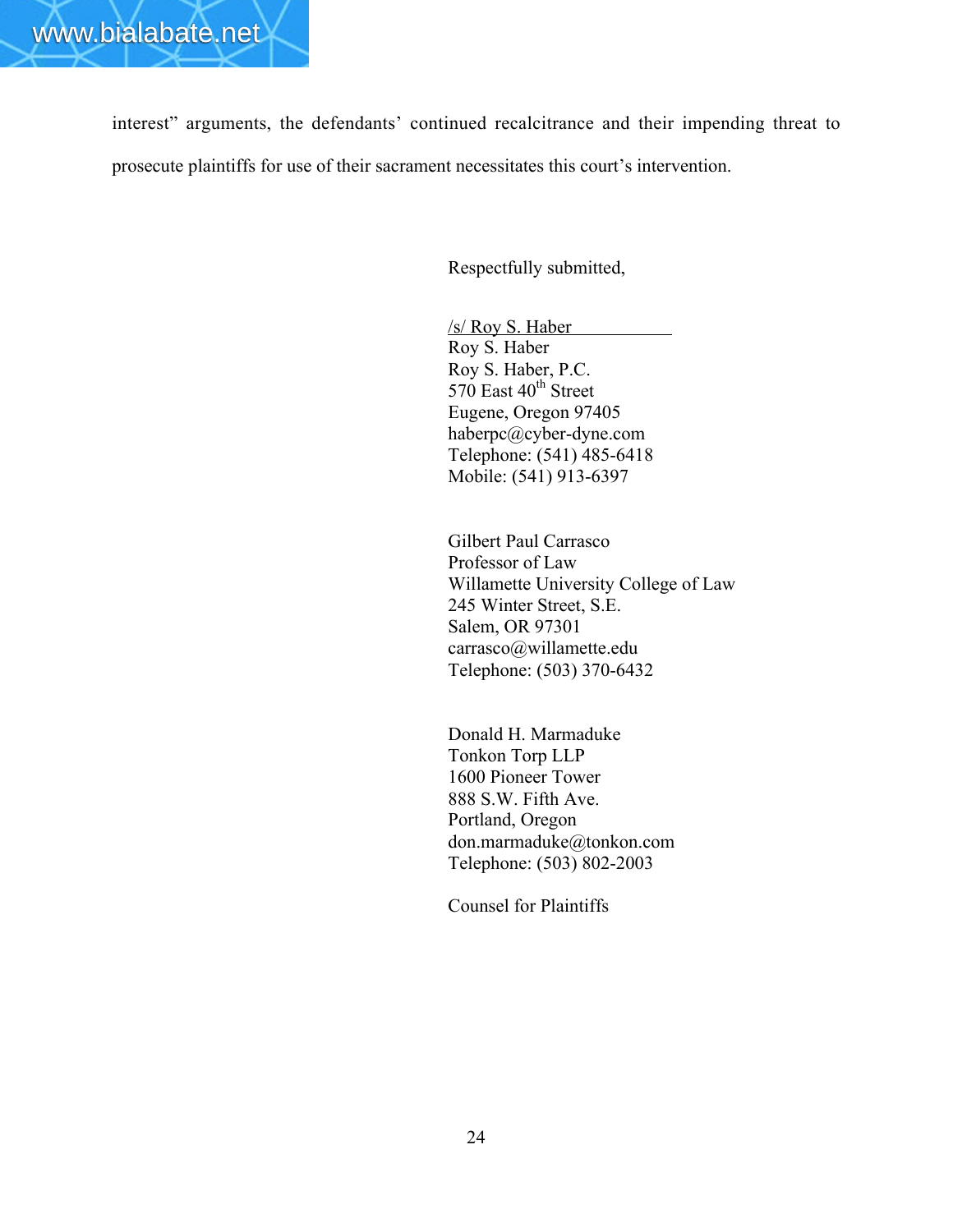interest" arguments, the defendants' continued recalcitrance and their impending threat to prosecute plaintiffs for use of their sacrament necessitates this court's intervention.

Respectfully submitted,

/s/ Roy S. Haber
Roy S. Haber
Roy S. Haber, P.C.
570 East 40th Street
Eugene, Oregon 97405
haberpc@cyber-dyne.com
Telephone: (541) 485-6418
Mobile: (541) 913-6397

Gilbert Paul Carrasco
Professor of Law
Willamette University College of Law
245 Winter Street, S.E.
Salem, OR 97301
carrasco@willamette.edu
Telephone: (503) 370-6432

Donald H. Marmaduke
Tonkon Torp LLP
1600 Pioneer Tower
888 S.W. Fifth Ave.
Portland, Oregon
don.marmaduke@tonkon.com
Telephone: (503) 802-2003

Counsel for Plaintiffs